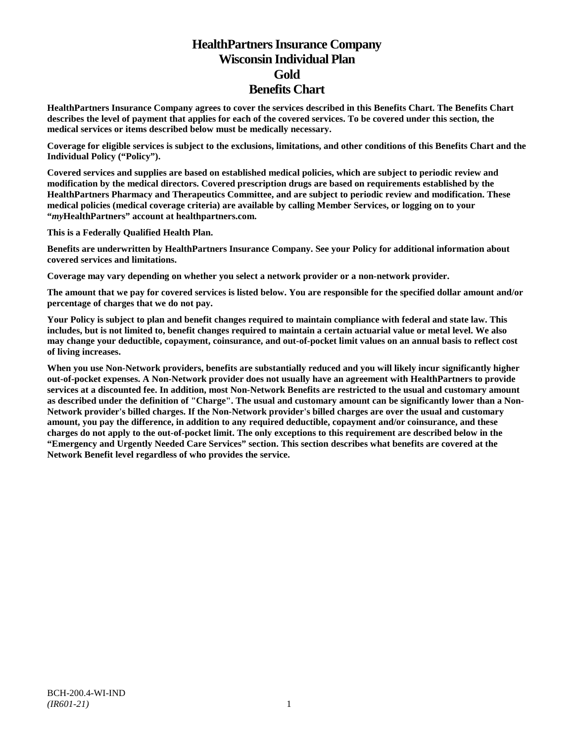# HealthPartners Insurance Company
# Wisconsin Individual Plan
# Gold
# Benefits Chart

**HealthPartners Insurance Company agrees to cover the services described in this Benefits Chart. The Benefits Chart describes the level of payment that applies for each of the covered services. To be covered under this section, the medical services or items described below must be medically necessary.**

**Coverage for eligible services is subject to the exclusions, limitations, and other conditions of this Benefits Chart and the Individual Policy ("Policy").**

**Covered services and supplies are based on established medical policies, which are subject to periodic review and modification by the medical directors. Covered prescription drugs are based on requirements established by the HealthPartners Pharmacy and Therapeutics Committee, and are subject to periodic review and modification. These medical policies (medical coverage criteria) are available by calling Member Services, or logging on to your "*my*HealthPartners" account at healthpartners.com.**

**This is a Federally Qualified Health Plan.**

**Benefits are underwritten by HealthPartners Insurance Company. See your Policy for additional information about covered services and limitations.**

**Coverage may vary depending on whether you select a network provider or a non-network provider.**

**The amount that we pay for covered services is listed below. You are responsible for the specified dollar amount and/or percentage of charges that we do not pay.**

**Your Policy is subject to plan and benefit changes required to maintain compliance with federal and state law. This includes, but is not limited to, benefit changes required to maintain a certain actuarial value or metal level. We also may change your deductible, copayment, coinsurance, and out-of-pocket limit values on an annual basis to reflect cost of living increases.**

**When you use Non-Network providers, benefits are substantially reduced and you will likely incur significantly higher out-of-pocket expenses. A Non-Network provider does not usually have an agreement with HealthPartners to provide services at a discounted fee. In addition, most Non-Network Benefits are restricted to the usual and customary amount as described under the definition of "Charge". The usual and customary amount can be significantly lower than a Non-Network provider's billed charges. If the Non-Network provider's billed charges are over the usual and customary amount, you pay the difference, in addition to any required deductible, copayment and/or coinsurance, and these charges do not apply to the out-of-pocket limit. The only exceptions to this requirement are described below in the "Emergency and Urgently Needed Care Services" section. This section describes what benefits are covered at the Network Benefit level regardless of who provides the service.**

BCH-200.4-WI-IND
*(IR601-21)*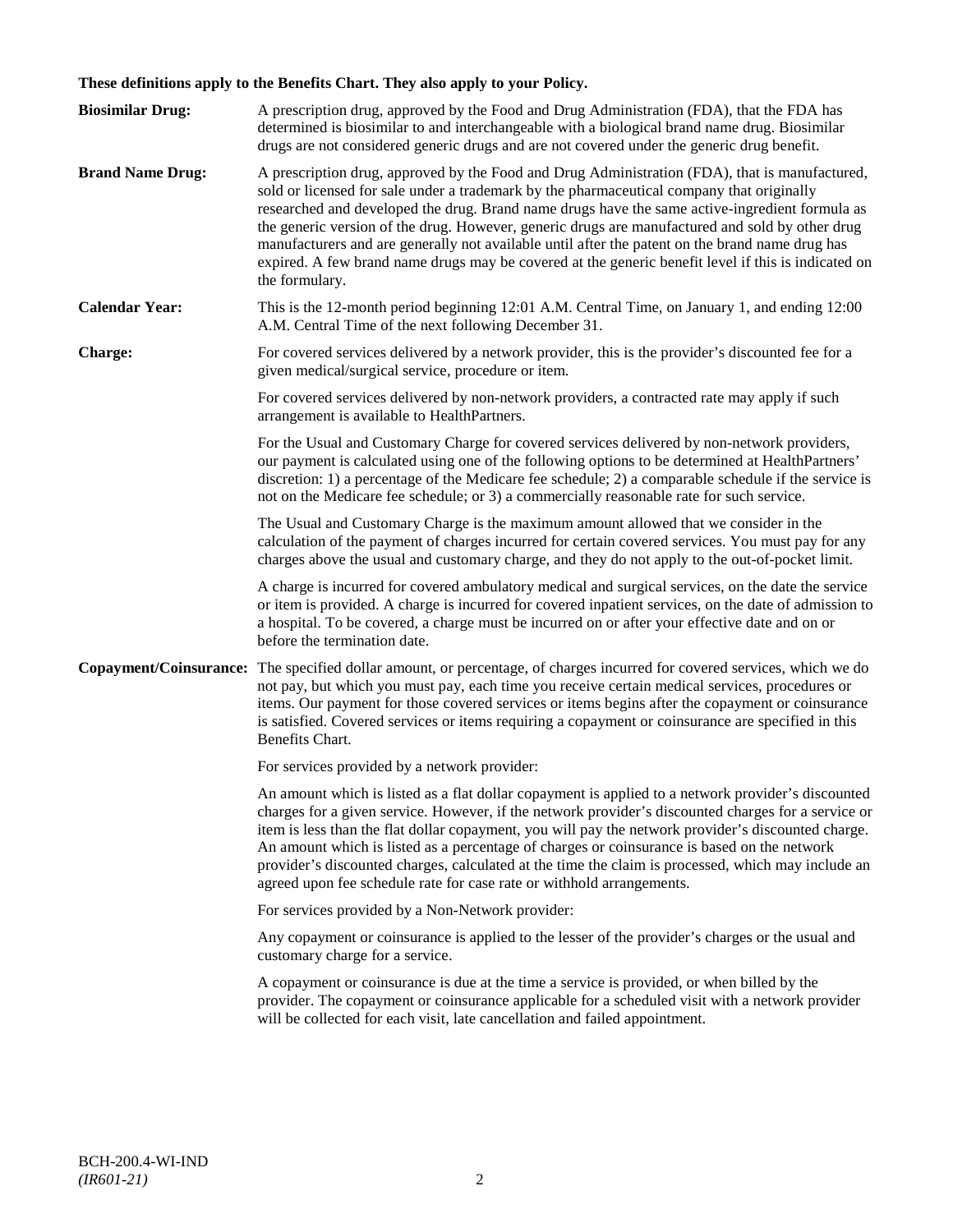**These definitions apply to the Benefits Chart. They also apply to your Policy.**

**Biosimilar Drug:** A prescription drug, approved by the Food and Drug Administration (FDA), that the FDA has determined is biosimilar to and interchangeable with a biological brand name drug. Biosimilar drugs are not considered generic drugs and are not covered under the generic drug benefit.

**Brand Name Drug:** A prescription drug, approved by the Food and Drug Administration (FDA), that is manufactured, sold or licensed for sale under a trademark by the pharmaceutical company that originally researched and developed the drug. Brand name drugs have the same active-ingredient formula as the generic version of the drug. However, generic drugs are manufactured and sold by other drug manufacturers and are generally not available until after the patent on the brand name drug has expired. A few brand name drugs may be covered at the generic benefit level if this is indicated on the formulary.

**Calendar Year:** This is the 12-month period beginning 12:01 A.M. Central Time, on January 1, and ending 12:00 A.M. Central Time of the next following December 31.

**Charge:** For covered services delivered by a network provider, this is the provider's discounted fee for a given medical/surgical service, procedure or item.

For covered services delivered by non-network providers, a contracted rate may apply if such arrangement is available to HealthPartners.

For the Usual and Customary Charge for covered services delivered by non-network providers, our payment is calculated using one of the following options to be determined at HealthPartners' discretion: 1) a percentage of the Medicare fee schedule; 2) a comparable schedule if the service is not on the Medicare fee schedule; or 3) a commercially reasonable rate for such service.

The Usual and Customary Charge is the maximum amount allowed that we consider in the calculation of the payment of charges incurred for certain covered services. You must pay for any charges above the usual and customary charge, and they do not apply to the out-of-pocket limit.

A charge is incurred for covered ambulatory medical and surgical services, on the date the service or item is provided. A charge is incurred for covered inpatient services, on the date of admission to a hospital. To be covered, a charge must be incurred on or after your effective date and on or before the termination date.

**Copayment/Coinsurance:** The specified dollar amount, or percentage, of charges incurred for covered services, which we do not pay, but which you must pay, each time you receive certain medical services, procedures or items. Our payment for those covered services or items begins after the copayment or coinsurance is satisfied. Covered services or items requiring a copayment or coinsurance are specified in this Benefits Chart.

For services provided by a network provider:

An amount which is listed as a flat dollar copayment is applied to a network provider's discounted charges for a given service. However, if the network provider's discounted charges for a service or item is less than the flat dollar copayment, you will pay the network provider's discounted charge. An amount which is listed as a percentage of charges or coinsurance is based on the network provider's discounted charges, calculated at the time the claim is processed, which may include an agreed upon fee schedule rate for case rate or withhold arrangements.

For services provided by a Non-Network provider:

Any copayment or coinsurance is applied to the lesser of the provider's charges or the usual and customary charge for a service.

A copayment or coinsurance is due at the time a service is provided, or when billed by the provider. The copayment or coinsurance applicable for a scheduled visit with a network provider will be collected for each visit, late cancellation and failed appointment.

BCH-200.4-WI-IND
*(IR601-21)*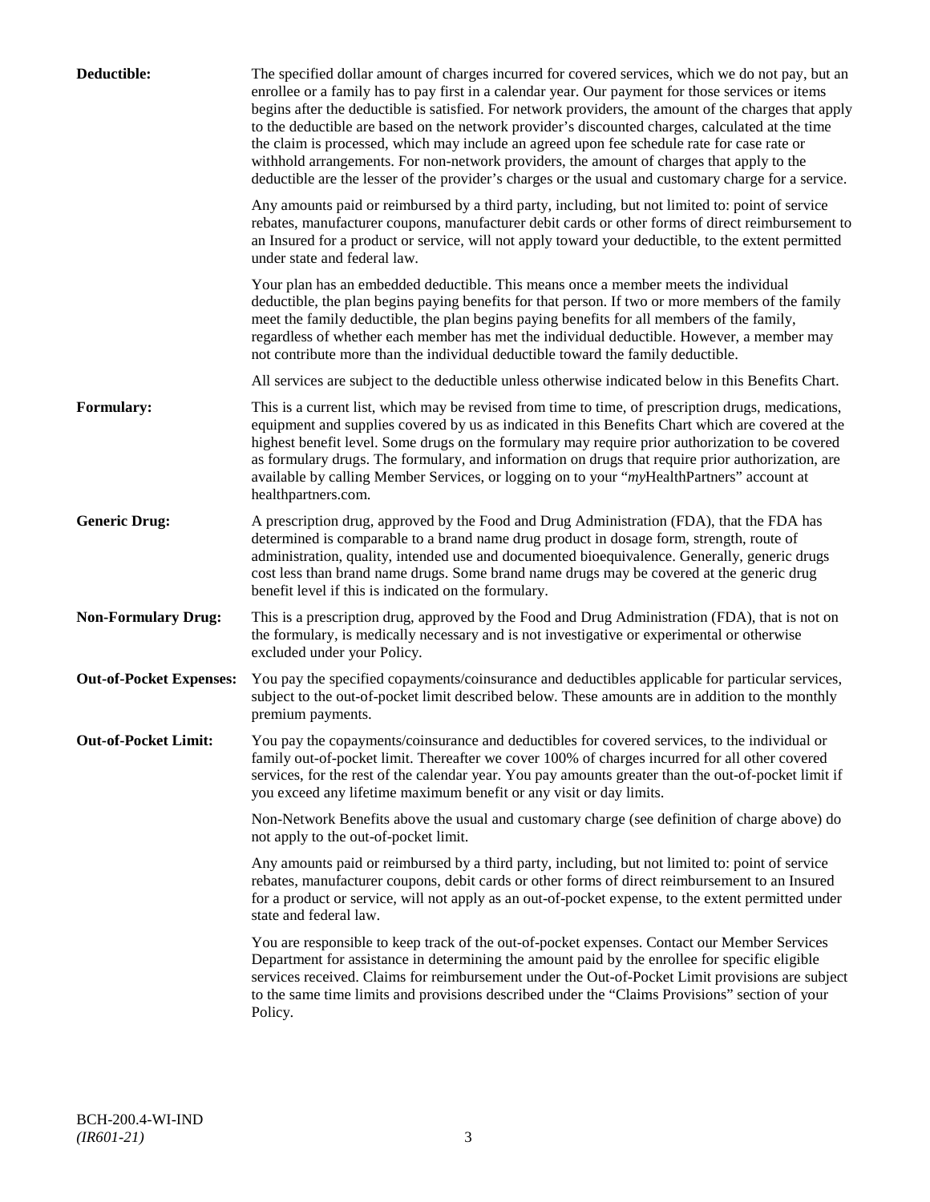**Deductible:** The specified dollar amount of charges incurred for covered services, which we do not pay, but an enrollee or a family has to pay first in a calendar year. Our payment for those services or items begins after the deductible is satisfied. For network providers, the amount of the charges that apply to the deductible are based on the network provider's discounted charges, calculated at the time the claim is processed, which may include an agreed upon fee schedule rate for case rate or withhold arrangements. For non-network providers, the amount of charges that apply to the deductible are the lesser of the provider's charges or the usual and customary charge for a service.

Any amounts paid or reimbursed by a third party, including, but not limited to: point of service rebates, manufacturer coupons, manufacturer debit cards or other forms of direct reimbursement to an Insured for a product or service, will not apply toward your deductible, to the extent permitted under state and federal law.

Your plan has an embedded deductible. This means once a member meets the individual deductible, the plan begins paying benefits for that person. If two or more members of the family meet the family deductible, the plan begins paying benefits for all members of the family, regardless of whether each member has met the individual deductible. However, a member may not contribute more than the individual deductible toward the family deductible.

All services are subject to the deductible unless otherwise indicated below in this Benefits Chart.

**Formulary:** This is a current list, which may be revised from time to time, of prescription drugs, medications, equipment and supplies covered by us as indicated in this Benefits Chart which are covered at the highest benefit level. Some drugs on the formulary may require prior authorization to be covered as formulary drugs. The formulary, and information on drugs that require prior authorization, are available by calling Member Services, or logging on to your "*my*HealthPartners" account at healthpartners.com.

**Generic Drug:** A prescription drug, approved by the Food and Drug Administration (FDA), that the FDA has determined is comparable to a brand name drug product in dosage form, strength, route of administration, quality, intended use and documented bioequivalence. Generally, generic drugs cost less than brand name drugs. Some brand name drugs may be covered at the generic drug benefit level if this is indicated on the formulary.

**Non-Formulary Drug:** This is a prescription drug, approved by the Food and Drug Administration (FDA), that is not on the formulary, is medically necessary and is not investigative or experimental or otherwise excluded under your Policy.

**Out-of-Pocket Expenses:** You pay the specified copayments/coinsurance and deductibles applicable for particular services, subject to the out-of-pocket limit described below. These amounts are in addition to the monthly premium payments.

**Out-of-Pocket Limit:** You pay the copayments/coinsurance and deductibles for covered services, to the individual or family out-of-pocket limit. Thereafter we cover 100% of charges incurred for all other covered services, for the rest of the calendar year. You pay amounts greater than the out-of-pocket limit if you exceed any lifetime maximum benefit or any visit or day limits.

Non-Network Benefits above the usual and customary charge (see definition of charge above) do not apply to the out-of-pocket limit.

Any amounts paid or reimbursed by a third party, including, but not limited to: point of service rebates, manufacturer coupons, debit cards or other forms of direct reimbursement to an Insured for a product or service, will not apply as an out-of-pocket expense, to the extent permitted under state and federal law.

You are responsible to keep track of the out-of-pocket expenses. Contact our Member Services Department for assistance in determining the amount paid by the enrollee for specific eligible services received. Claims for reimbursement under the Out-of-Pocket Limit provisions are subject to the same time limits and provisions described under the "Claims Provisions" section of your Policy.

BCH-200.4-WI-IND
*(IR601-21)*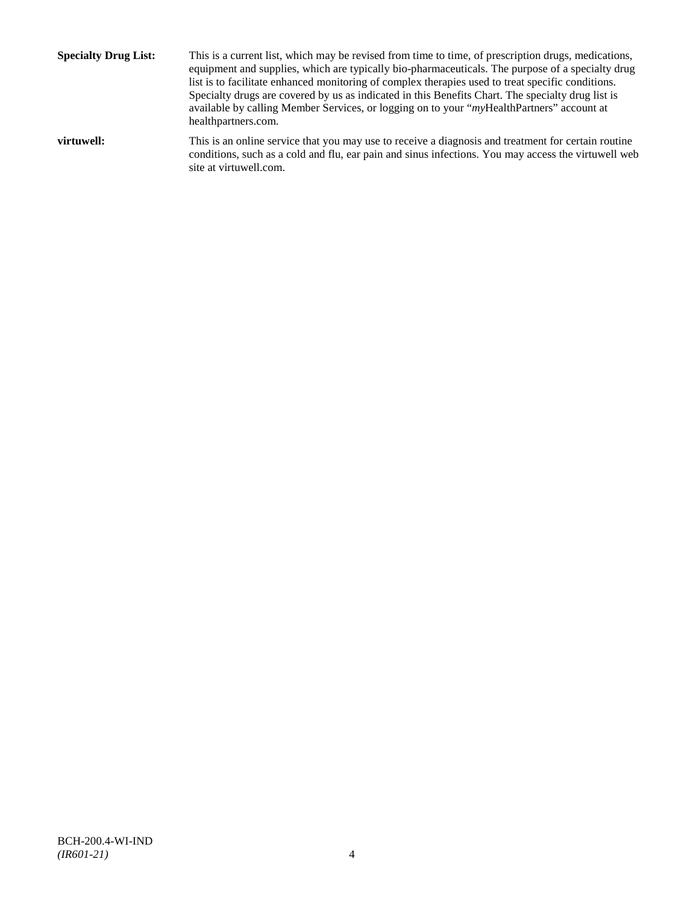**Specialty Drug List:** This is a current list, which may be revised from time to time, of prescription drugs, medications, equipment and supplies, which are typically bio-pharmaceuticals. The purpose of a specialty drug list is to facilitate enhanced monitoring of complex therapies used to treat specific conditions. Specialty drugs are covered by us as indicated in this Benefits Chart. The specialty drug list is available by calling Member Services, or logging on to your "*my*HealthPartners" account at healthpartners.com.

**virtuwell:** This is an online service that you may use to receive a diagnosis and treatment for certain routine conditions, such as a cold and flu, ear pain and sinus infections. You may access the virtuwell web site at virtuwell.com.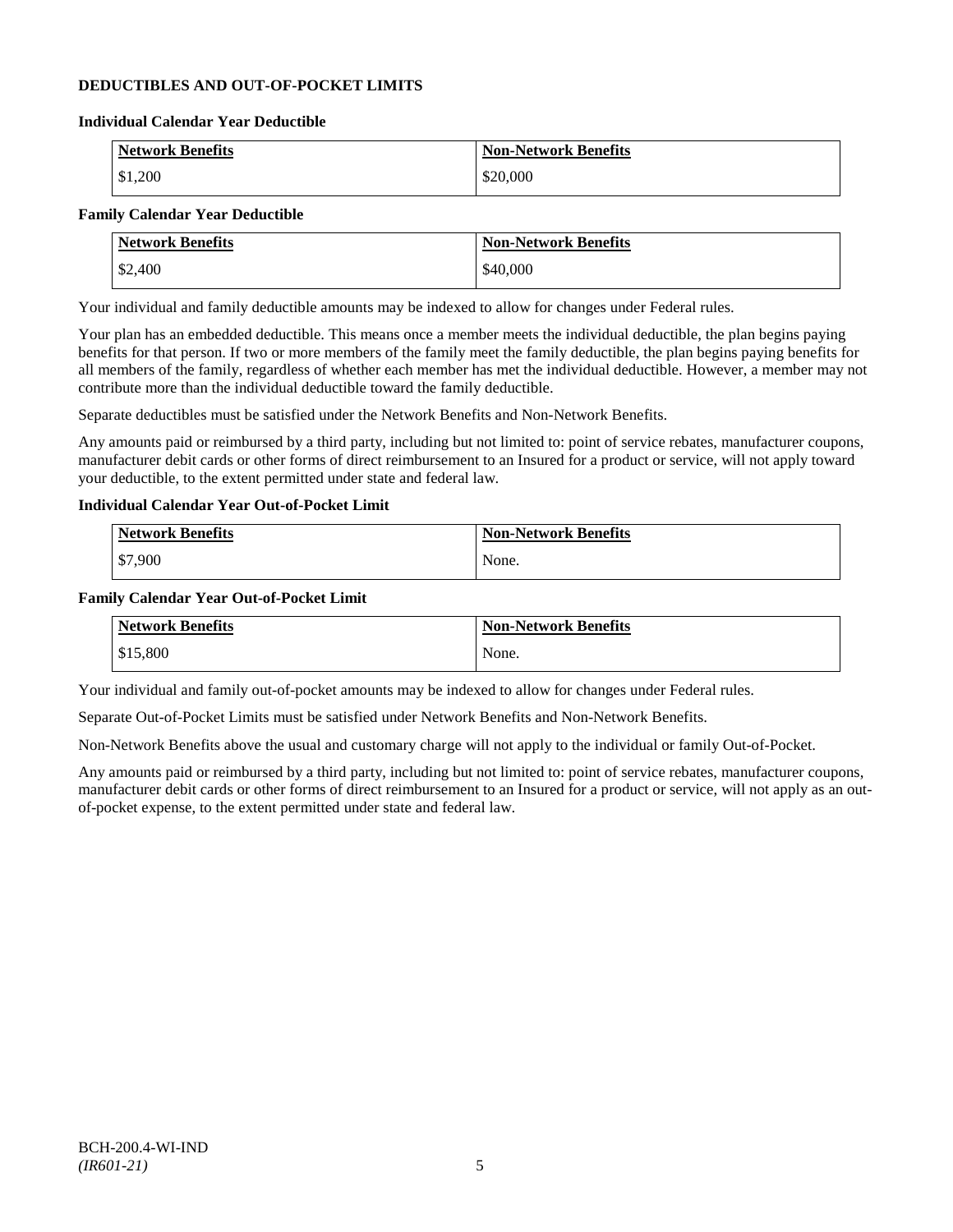## DEDUCTIBLES AND OUT-OF-POCKET LIMITS

### Individual Calendar Year Deductible

| Network Benefits | Non-Network Benefits |
|---|---|
| $1,200 | $20,000 |

### Family Calendar Year Deductible

| Network Benefits | Non-Network Benefits |
|---|---|
| $2,400 | $40,000 |

Your individual and family deductible amounts may be indexed to allow for changes under Federal rules.

Your plan has an embedded deductible. This means once a member meets the individual deductible, the plan begins paying benefits for that person. If two or more members of the family meet the family deductible, the plan begins paying benefits for all members of the family, regardless of whether each member has met the individual deductible. However, a member may not contribute more than the individual deductible toward the family deductible.

Separate deductibles must be satisfied under the Network Benefits and Non-Network Benefits.

Any amounts paid or reimbursed by a third party, including but not limited to: point of service rebates, manufacturer coupons, manufacturer debit cards or other forms of direct reimbursement to an Insured for a product or service, will not apply toward your deductible, to the extent permitted under state and federal law.

### Individual Calendar Year Out-of-Pocket Limit

| Network Benefits | Non-Network Benefits |
|---|---|
| $7,900 | None. |

### Family Calendar Year Out-of-Pocket Limit

| Network Benefits | Non-Network Benefits |
|---|---|
| $15,800 | None. |

Your individual and family out-of-pocket amounts may be indexed to allow for changes under Federal rules.

Separate Out-of-Pocket Limits must be satisfied under Network Benefits and Non-Network Benefits.

Non-Network Benefits above the usual and customary charge will not apply to the individual or family Out-of-Pocket.

Any amounts paid or reimbursed by a third party, including but not limited to: point of service rebates, manufacturer coupons, manufacturer debit cards or other forms of direct reimbursement to an Insured for a product or service, will not apply as an out-of-pocket expense, to the extent permitted under state and federal law.

BCH-200.4-WI-IND
*(IR601-21)*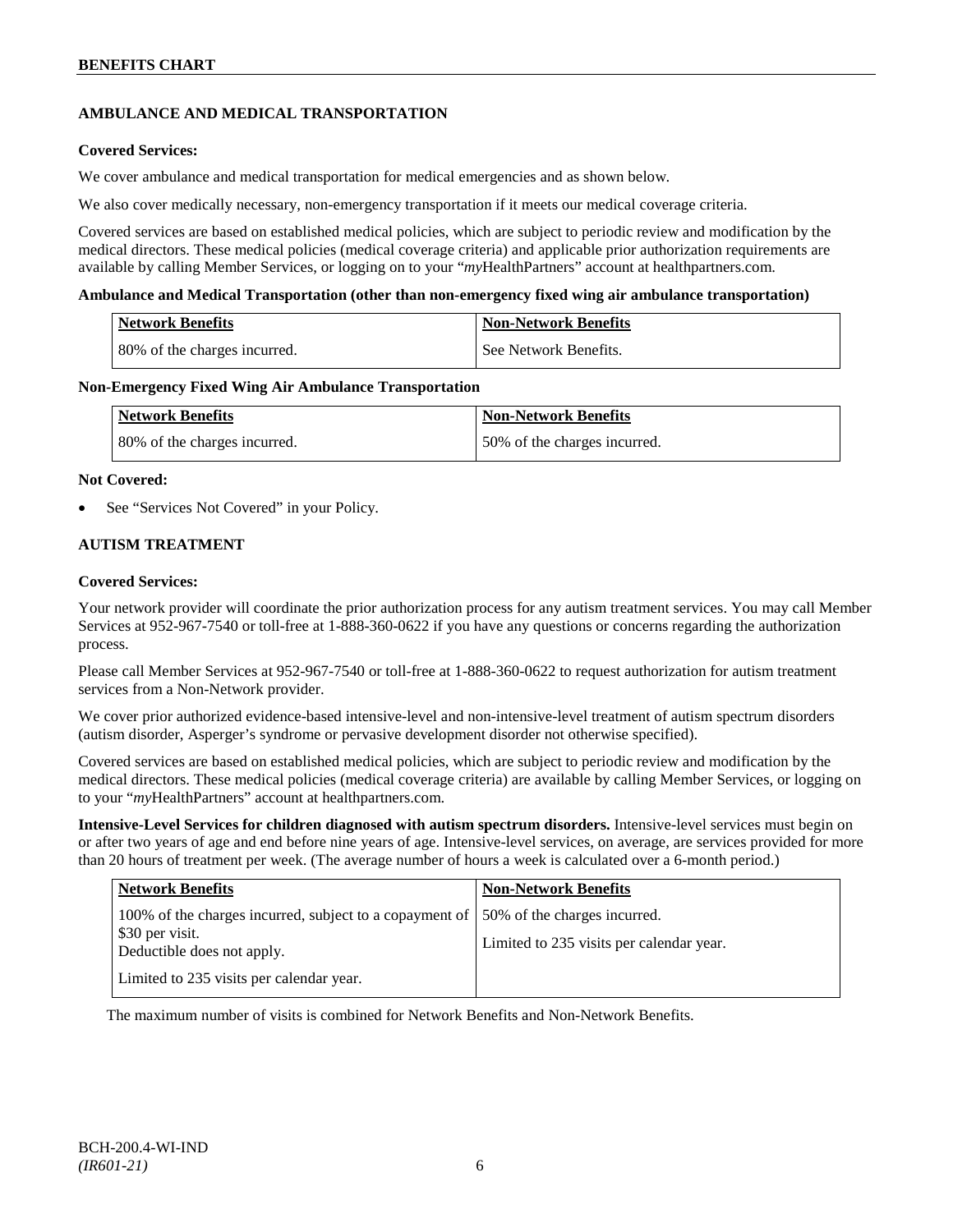## AMBULANCE AND MEDICAL TRANSPORTATION

**Covered Services:**

We cover ambulance and medical transportation for medical emergencies and as shown below.

We also cover medically necessary, non-emergency transportation if it meets our medical coverage criteria.

Covered services are based on established medical policies, which are subject to periodic review and modification by the medical directors. These medical policies (medical coverage criteria) and applicable prior authorization requirements are available by calling Member Services, or logging on to your "*my*HealthPartners" account at healthpartners.com.

**Ambulance and Medical Transportation (other than non-emergency fixed wing air ambulance transportation)**

| Network Benefits | Non-Network Benefits |
|---|---|
| 80% of the charges incurred. | See Network Benefits. |

**Non-Emergency Fixed Wing Air Ambulance Transportation**

| Network Benefits | Non-Network Benefits |
|---|---|
| 80% of the charges incurred. | 50% of the charges incurred. |

**Not Covered:**

- See "Services Not Covered" in your Policy.

## AUTISM TREATMENT

**Covered Services:**

Your network provider will coordinate the prior authorization process for any autism treatment services. You may call Member Services at 952-967-7540 or toll-free at 1-888-360-0622 if you have any questions or concerns regarding the authorization process.

Please call Member Services at 952-967-7540 or toll-free at 1-888-360-0622 to request authorization for autism treatment services from a Non-Network provider.

We cover prior authorized evidence-based intensive-level and non-intensive-level treatment of autism spectrum disorders (autism disorder, Asperger's syndrome or pervasive development disorder not otherwise specified).

Covered services are based on established medical policies, which are subject to periodic review and modification by the medical directors. These medical policies (medical coverage criteria) are available by calling Member Services, or logging on to your "*my*HealthPartners" account at healthpartners.com.

**Intensive-Level Services for children diagnosed with autism spectrum disorders.** Intensive-level services must begin on or after two years of age and end before nine years of age. Intensive-level services, on average, are services provided for more than 20 hours of treatment per week. (The average number of hours a week is calculated over a 6-month period.)

| Network Benefits | Non-Network Benefits |
|---|---|
| 100% of the charges incurred, subject to a copayment of \$30 per visit.<br>Deductible does not apply.<br><br>Limited to 235 visits per calendar year. | 50% of the charges incurred.<br><br>Limited to 235 visits per calendar year. |

The maximum number of visits is combined for Network Benefits and Non-Network Benefits.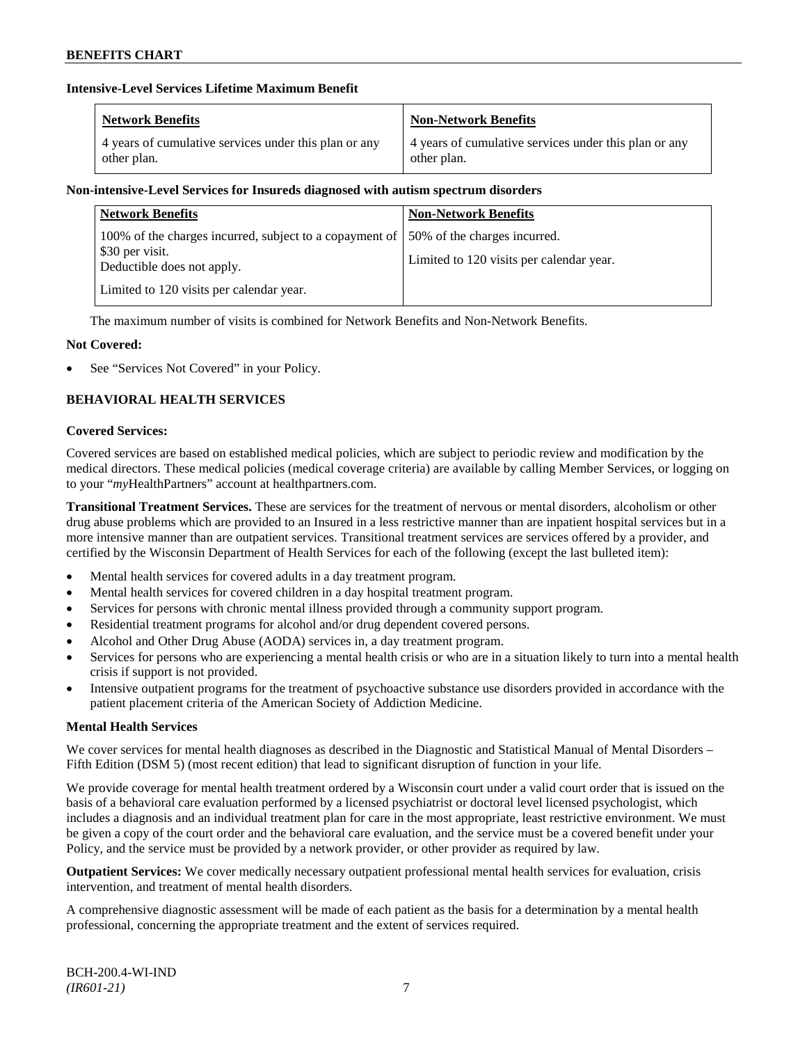**Intensive-Level Services Lifetime Maximum Benefit**

| Network Benefits | Non-Network Benefits |
| --- | --- |
| 4 years of cumulative services under this plan or any other plan. | 4 years of cumulative services under this plan or any other plan. |

**Non-intensive-Level Services for Insureds diagnosed with autism spectrum disorders**

| Network Benefits | Non-Network Benefits |
| --- | --- |
| 100% of the charges incurred, subject to a copayment of $30 per visit.<br>Deductible does not apply.<br><br>Limited to 120 visits per calendar year. | 50% of the charges incurred.<br><br>Limited to 120 visits per calendar year. |

The maximum number of visits is combined for Network Benefits and Non-Network Benefits.

**Not Covered:**

- See "Services Not Covered" in your Policy.

## BEHAVIORAL HEALTH SERVICES

**Covered Services:**

Covered services are based on established medical policies, which are subject to periodic review and modification by the medical directors. These medical policies (medical coverage criteria) are available by calling Member Services, or logging on to your "*my*HealthPartners" account at healthpartners.com.

**Transitional Treatment Services.** These are services for the treatment of nervous or mental disorders, alcoholism or other drug abuse problems which are provided to an Insured in a less restrictive manner than are inpatient hospital services but in a more intensive manner than are outpatient services. Transitional treatment services are services offered by a provider, and certified by the Wisconsin Department of Health Services for each of the following (except the last bulleted item):

- Mental health services for covered adults in a day treatment program.
- Mental health services for covered children in a day hospital treatment program.
- Services for persons with chronic mental illness provided through a community support program.
- Residential treatment programs for alcohol and/or drug dependent covered persons.
- Alcohol and Other Drug Abuse (AODA) services in, a day treatment program.
- Services for persons who are experiencing a mental health crisis or who are in a situation likely to turn into a mental health crisis if support is not provided.
- Intensive outpatient programs for the treatment of psychoactive substance use disorders provided in accordance with the patient placement criteria of the American Society of Addiction Medicine.

**Mental Health Services**

We cover services for mental health diagnoses as described in the Diagnostic and Statistical Manual of Mental Disorders – Fifth Edition (DSM 5) (most recent edition) that lead to significant disruption of function in your life.

We provide coverage for mental health treatment ordered by a Wisconsin court under a valid court order that is issued on the basis of a behavioral care evaluation performed by a licensed psychiatrist or doctoral level licensed psychologist, which includes a diagnosis and an individual treatment plan for care in the most appropriate, least restrictive environment. We must be given a copy of the court order and the behavioral care evaluation, and the service must be a covered benefit under your Policy, and the service must be provided by a network provider, or other provider as required by law.

**Outpatient Services:** We cover medically necessary outpatient professional mental health services for evaluation, crisis intervention, and treatment of mental health disorders.

A comprehensive diagnostic assessment will be made of each patient as the basis for a determination by a mental health professional, concerning the appropriate treatment and the extent of services required.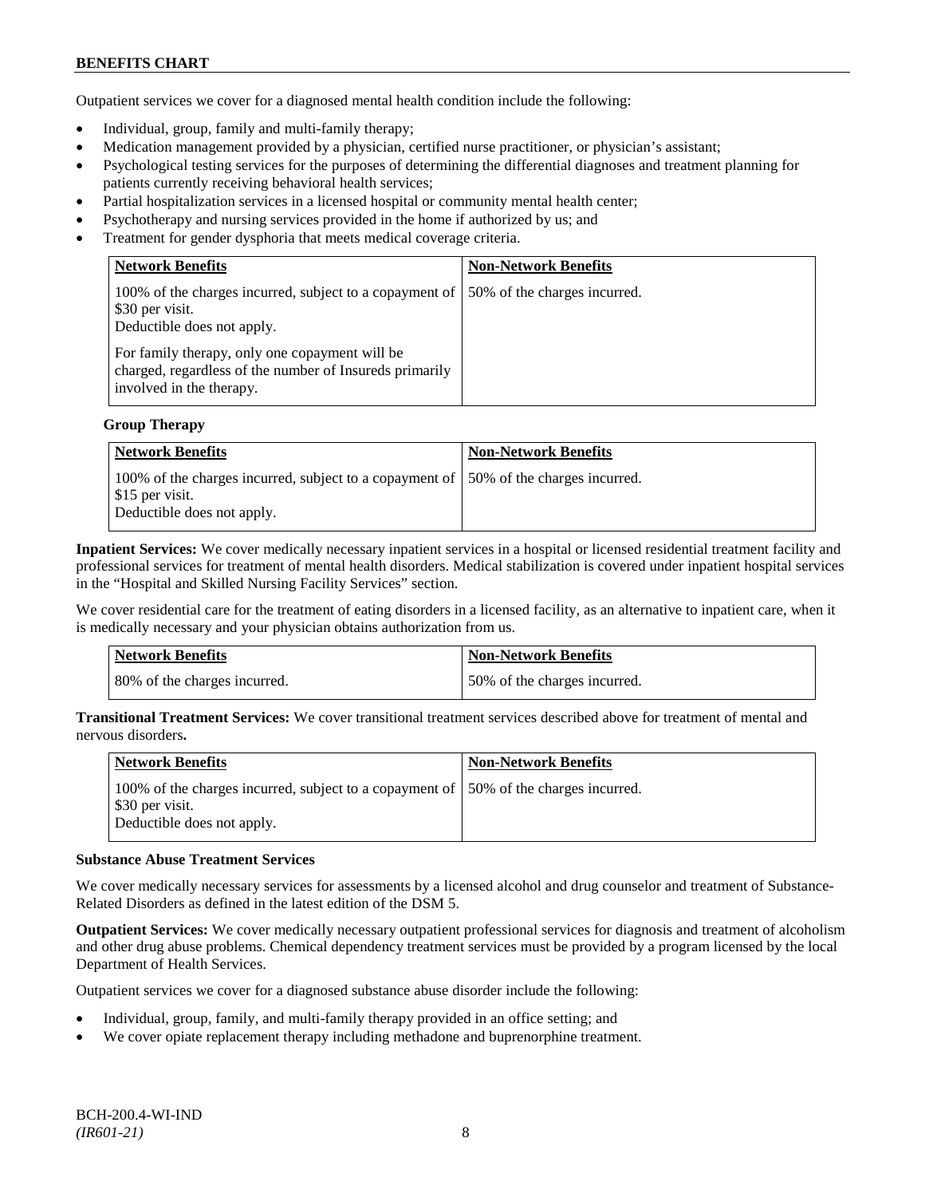Outpatient services we cover for a diagnosed mental health condition include the following:

- Individual, group, family and multi-family therapy;
- Medication management provided by a physician, certified nurse practitioner, or physician's assistant;
- Psychological testing services for the purposes of determining the differential diagnoses and treatment planning for patients currently receiving behavioral health services;
- Partial hospitalization services in a licensed hospital or community mental health center;
- Psychotherapy and nursing services provided in the home if authorized by us; and
- Treatment for gender dysphoria that meets medical coverage criteria.

| Network Benefits | Non-Network Benefits |
| --- | --- |
| 100% of the charges incurred, subject to a copayment of $30 per visit.<br>Deductible does not apply.<br><br>For family therapy, only one copayment will be charged, regardless of the number of Insureds primarily involved in the therapy. | 50% of the charges incurred. |

**Group Therapy**

| Network Benefits | Non-Network Benefits |
| --- | --- |
| 100% of the charges incurred, subject to a copayment of $15 per visit.<br>Deductible does not apply. | 50% of the charges incurred. |

**Inpatient Services:** We cover medically necessary inpatient services in a hospital or licensed residential treatment facility and professional services for treatment of mental health disorders. Medical stabilization is covered under inpatient hospital services in the "Hospital and Skilled Nursing Facility Services" section.

We cover residential care for the treatment of eating disorders in a licensed facility, as an alternative to inpatient care, when it is medically necessary and your physician obtains authorization from us.

| Network Benefits | Non-Network Benefits |
| --- | --- |
| 80% of the charges incurred. | 50% of the charges incurred. |

**Transitional Treatment Services:** We cover transitional treatment services described above for treatment of mental and nervous disorders**.**

| Network Benefits | Non-Network Benefits |
| --- | --- |
| 100% of the charges incurred, subject to a copayment of $30 per visit.<br>Deductible does not apply. | 50% of the charges incurred. |

**Substance Abuse Treatment Services**

We cover medically necessary services for assessments by a licensed alcohol and drug counselor and treatment of Substance-Related Disorders as defined in the latest edition of the DSM 5.

**Outpatient Services:** We cover medically necessary outpatient professional services for diagnosis and treatment of alcoholism and other drug abuse problems. Chemical dependency treatment services must be provided by a program licensed by the local Department of Health Services.

Outpatient services we cover for a diagnosed substance abuse disorder include the following:

- Individual, group, family, and multi-family therapy provided in an office setting; and
- We cover opiate replacement therapy including methadone and buprenorphine treatment.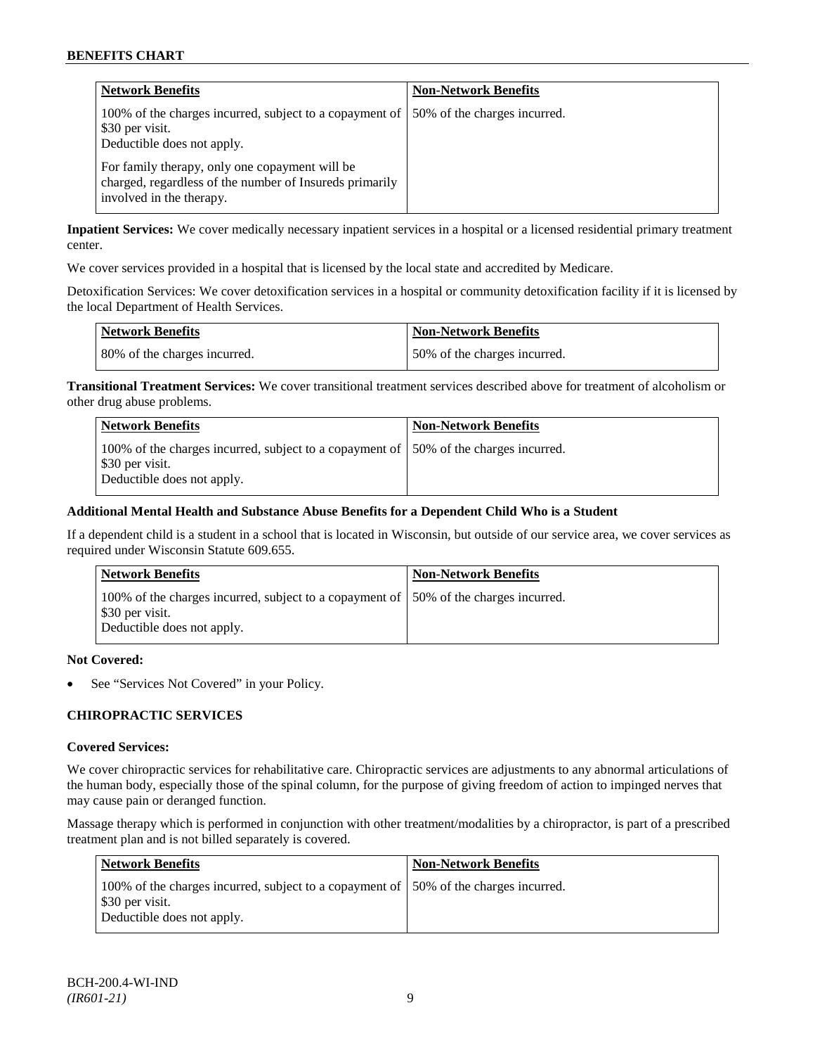| Network Benefits | Non-Network Benefits |
|---|---|
| 100% of the charges incurred, subject to a copayment of \$30 per visit.<br>Deductible does not apply.<br><br>For family therapy, only one copayment will be charged, regardless of the number of Insureds primarily involved in the therapy. | 50% of the charges incurred. |

**Inpatient Services:** We cover medically necessary inpatient services in a hospital or a licensed residential primary treatment center.

We cover services provided in a hospital that is licensed by the local state and accredited by Medicare.

Detoxification Services: We cover detoxification services in a hospital or community detoxification facility if it is licensed by the local Department of Health Services.

| Network Benefits | Non-Network Benefits |
|---|---|
| 80% of the charges incurred. | 50% of the charges incurred. |

**Transitional Treatment Services:** We cover transitional treatment services described above for treatment of alcoholism or other drug abuse problems.

| Network Benefits | Non-Network Benefits |
|---|---|
| 100% of the charges incurred, subject to a copayment of \$30 per visit.<br>Deductible does not apply. | 50% of the charges incurred. |

**Additional Mental Health and Substance Abuse Benefits for a Dependent Child Who is a Student**

If a dependent child is a student in a school that is located in Wisconsin, but outside of our service area, we cover services as required under Wisconsin Statute 609.655.

| Network Benefits | Non-Network Benefits |
|---|---|
| 100% of the charges incurred, subject to a copayment of \$30 per visit.<br>Deductible does not apply. | 50% of the charges incurred. |

**Not Covered:**

- See "Services Not Covered" in your Policy.

## CHIROPRACTIC SERVICES

**Covered Services:**

We cover chiropractic services for rehabilitative care. Chiropractic services are adjustments to any abnormal articulations of the human body, especially those of the spinal column, for the purpose of giving freedom of action to impinged nerves that may cause pain or deranged function.

Massage therapy which is performed in conjunction with other treatment/modalities by a chiropractor, is part of a prescribed treatment plan and is not billed separately is covered.

| Network Benefits | Non-Network Benefits |
|---|---|
| 100% of the charges incurred, subject to a copayment of \$30 per visit.<br>Deductible does not apply. | 50% of the charges incurred. |

BCH-200.4-WI-IND
*(IR601-21)*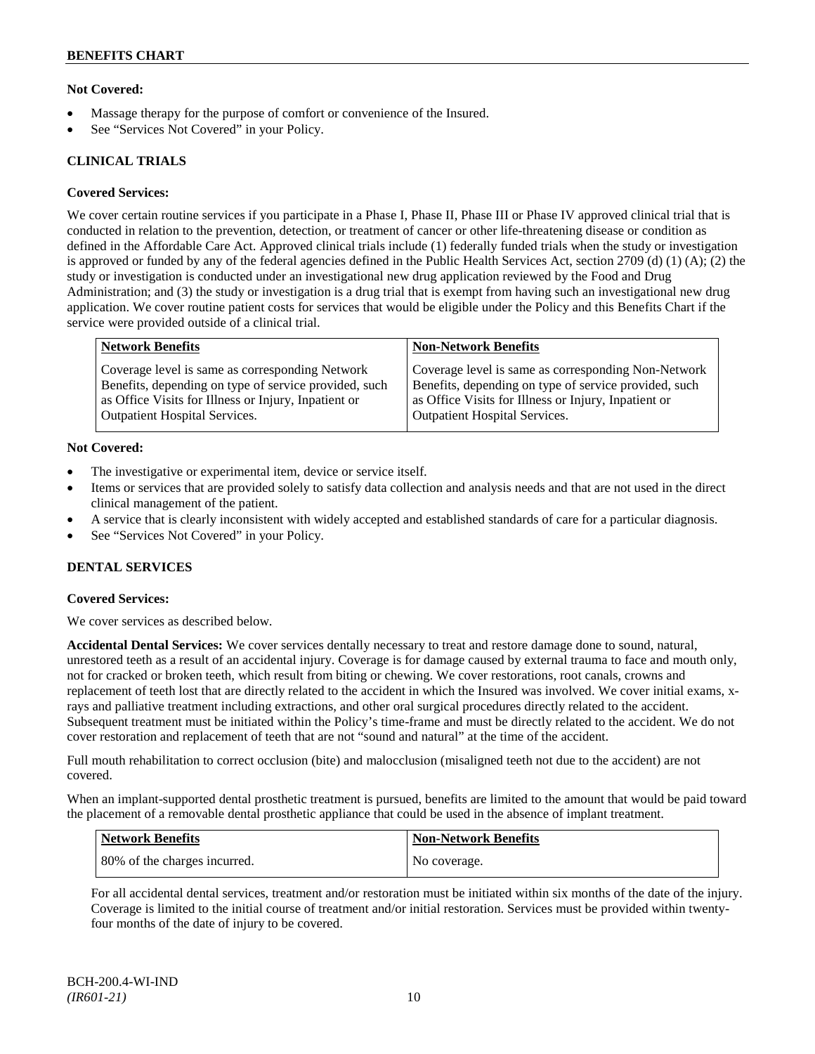**Not Covered:**

- Massage therapy for the purpose of comfort or convenience of the Insured.
- See "Services Not Covered" in your Policy.

## CLINICAL TRIALS

**Covered Services:**

We cover certain routine services if you participate in a Phase I, Phase II, Phase III or Phase IV approved clinical trial that is conducted in relation to the prevention, detection, or treatment of cancer or other life-threatening disease or condition as defined in the Affordable Care Act. Approved clinical trials include (1) federally funded trials when the study or investigation is approved or funded by any of the federal agencies defined in the Public Health Services Act, section 2709 (d) (1) (A); (2) the study or investigation is conducted under an investigational new drug application reviewed by the Food and Drug Administration; and (3) the study or investigation is a drug trial that is exempt from having such an investigational new drug application. We cover routine patient costs for services that would be eligible under the Policy and this Benefits Chart if the service were provided outside of a clinical trial.

| Network Benefits | Non-Network Benefits |
| --- | --- |
| Coverage level is same as corresponding Network Benefits, depending on type of service provided, such as Office Visits for Illness or Injury, Inpatient or Outpatient Hospital Services. | Coverage level is same as corresponding Non-Network Benefits, depending on type of service provided, such as Office Visits for Illness or Injury, Inpatient or Outpatient Hospital Services. |

**Not Covered:**

- The investigative or experimental item, device or service itself.
- Items or services that are provided solely to satisfy data collection and analysis needs and that are not used in the direct clinical management of the patient.
- A service that is clearly inconsistent with widely accepted and established standards of care for a particular diagnosis.
- See "Services Not Covered" in your Policy.

## DENTAL SERVICES

**Covered Services:**

We cover services as described below.

**Accidental Dental Services:** We cover services dentally necessary to treat and restore damage done to sound, natural, unrestored teeth as a result of an accidental injury. Coverage is for damage caused by external trauma to face and mouth only, not for cracked or broken teeth, which result from biting or chewing. We cover restorations, root canals, crowns and replacement of teeth lost that are directly related to the accident in which the Insured was involved. We cover initial exams, x-rays and palliative treatment including extractions, and other oral surgical procedures directly related to the accident. Subsequent treatment must be initiated within the Policy's time-frame and must be directly related to the accident. We do not cover restoration and replacement of teeth that are not "sound and natural" at the time of the accident.

Full mouth rehabilitation to correct occlusion (bite) and malocclusion (misaligned teeth not due to the accident) are not covered.

When an implant-supported dental prosthetic treatment is pursued, benefits are limited to the amount that would be paid toward the placement of a removable dental prosthetic appliance that could be used in the absence of implant treatment.

| Network Benefits | Non-Network Benefits |
| --- | --- |
| 80% of the charges incurred. | No coverage. |

For all accidental dental services, treatment and/or restoration must be initiated within six months of the date of the injury. Coverage is limited to the initial course of treatment and/or initial restoration. Services must be provided within twenty-four months of the date of injury to be covered.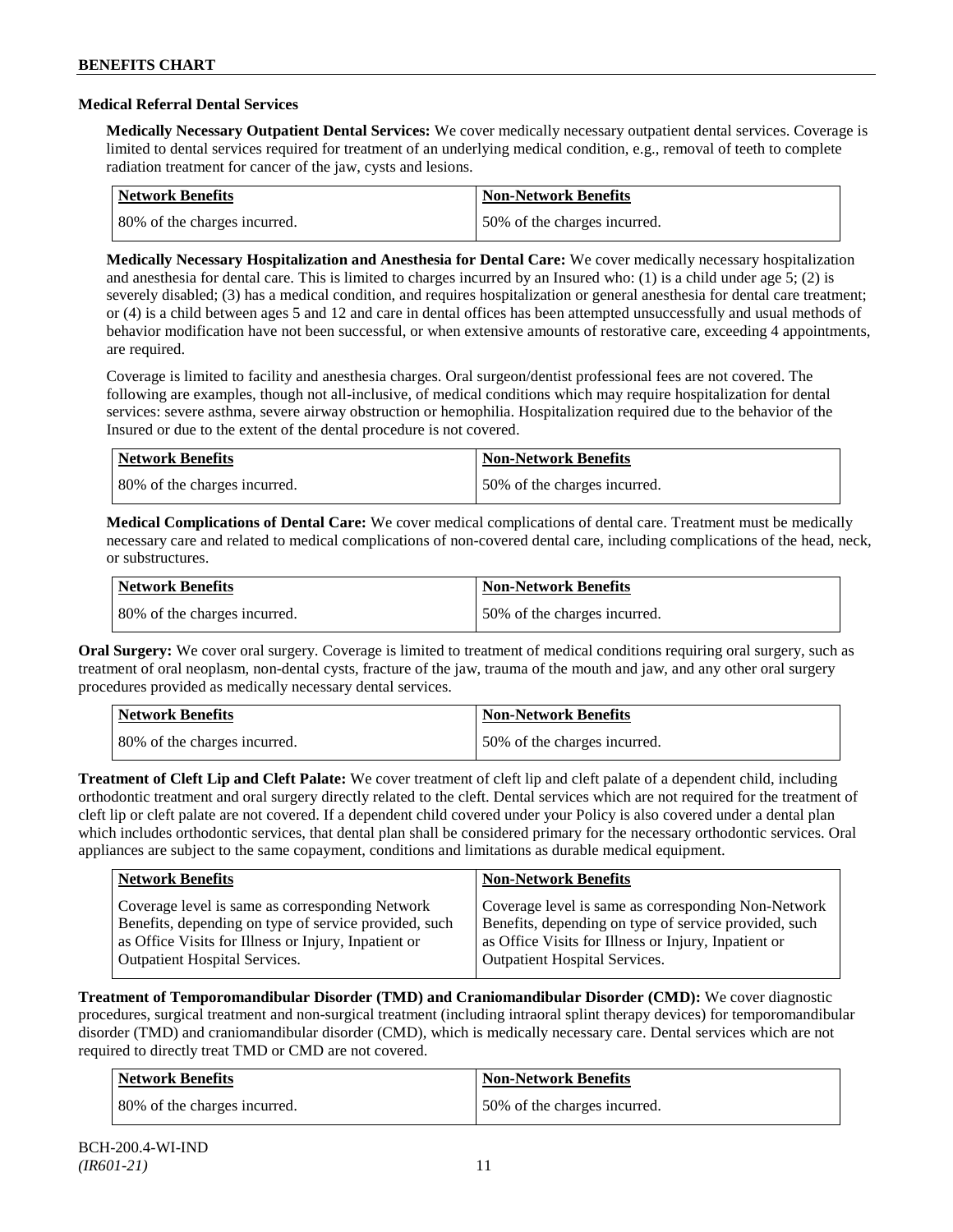### Medical Referral Dental Services

**Medically Necessary Outpatient Dental Services:** We cover medically necessary outpatient dental services. Coverage is limited to dental services required for treatment of an underlying medical condition, e.g., removal of teeth to complete radiation treatment for cancer of the jaw, cysts and lesions.

| Network Benefits | Non-Network Benefits |
| --- | --- |
| 80% of the charges incurred. | 50% of the charges incurred. |

**Medically Necessary Hospitalization and Anesthesia for Dental Care:** We cover medically necessary hospitalization and anesthesia for dental care. This is limited to charges incurred by an Insured who: (1) is a child under age 5; (2) is severely disabled; (3) has a medical condition, and requires hospitalization or general anesthesia for dental care treatment; or (4) is a child between ages 5 and 12 and care in dental offices has been attempted unsuccessfully and usual methods of behavior modification have not been successful, or when extensive amounts of restorative care, exceeding 4 appointments, are required.

Coverage is limited to facility and anesthesia charges. Oral surgeon/dentist professional fees are not covered. The following are examples, though not all-inclusive, of medical conditions which may require hospitalization for dental services: severe asthma, severe airway obstruction or hemophilia. Hospitalization required due to the behavior of the Insured or due to the extent of the dental procedure is not covered.

| Network Benefits | Non-Network Benefits |
| --- | --- |
| 80% of the charges incurred. | 50% of the charges incurred. |

**Medical Complications of Dental Care:** We cover medical complications of dental care. Treatment must be medically necessary care and related to medical complications of non-covered dental care, including complications of the head, neck, or substructures.

| Network Benefits | Non-Network Benefits |
| --- | --- |
| 80% of the charges incurred. | 50% of the charges incurred. |

**Oral Surgery:** We cover oral surgery. Coverage is limited to treatment of medical conditions requiring oral surgery, such as treatment of oral neoplasm, non-dental cysts, fracture of the jaw, trauma of the mouth and jaw, and any other oral surgery procedures provided as medically necessary dental services.

| Network Benefits | Non-Network Benefits |
| --- | --- |
| 80% of the charges incurred. | 50% of the charges incurred. |

**Treatment of Cleft Lip and Cleft Palate:** We cover treatment of cleft lip and cleft palate of a dependent child, including orthodontic treatment and oral surgery directly related to the cleft. Dental services which are not required for the treatment of cleft lip or cleft palate are not covered. If a dependent child covered under your Policy is also covered under a dental plan which includes orthodontic services, that dental plan shall be considered primary for the necessary orthodontic services. Oral appliances are subject to the same copayment, conditions and limitations as durable medical equipment.

| Network Benefits | Non-Network Benefits |
| --- | --- |
| Coverage level is same as corresponding Network Benefits, depending on type of service provided, such as Office Visits for Illness or Injury, Inpatient or Outpatient Hospital Services. | Coverage level is same as corresponding Non-Network Benefits, depending on type of service provided, such as Office Visits for Illness or Injury, Inpatient or Outpatient Hospital Services. |

**Treatment of Temporomandibular Disorder (TMD) and Craniomandibular Disorder (CMD):** We cover diagnostic procedures, surgical treatment and non-surgical treatment (including intraoral splint therapy devices) for temporomandibular disorder (TMD) and craniomandibular disorder (CMD), which is medically necessary care. Dental services which are not required to directly treat TMD or CMD are not covered.

| Network Benefits | Non-Network Benefits |
| --- | --- |
| 80% of the charges incurred. | 50% of the charges incurred. |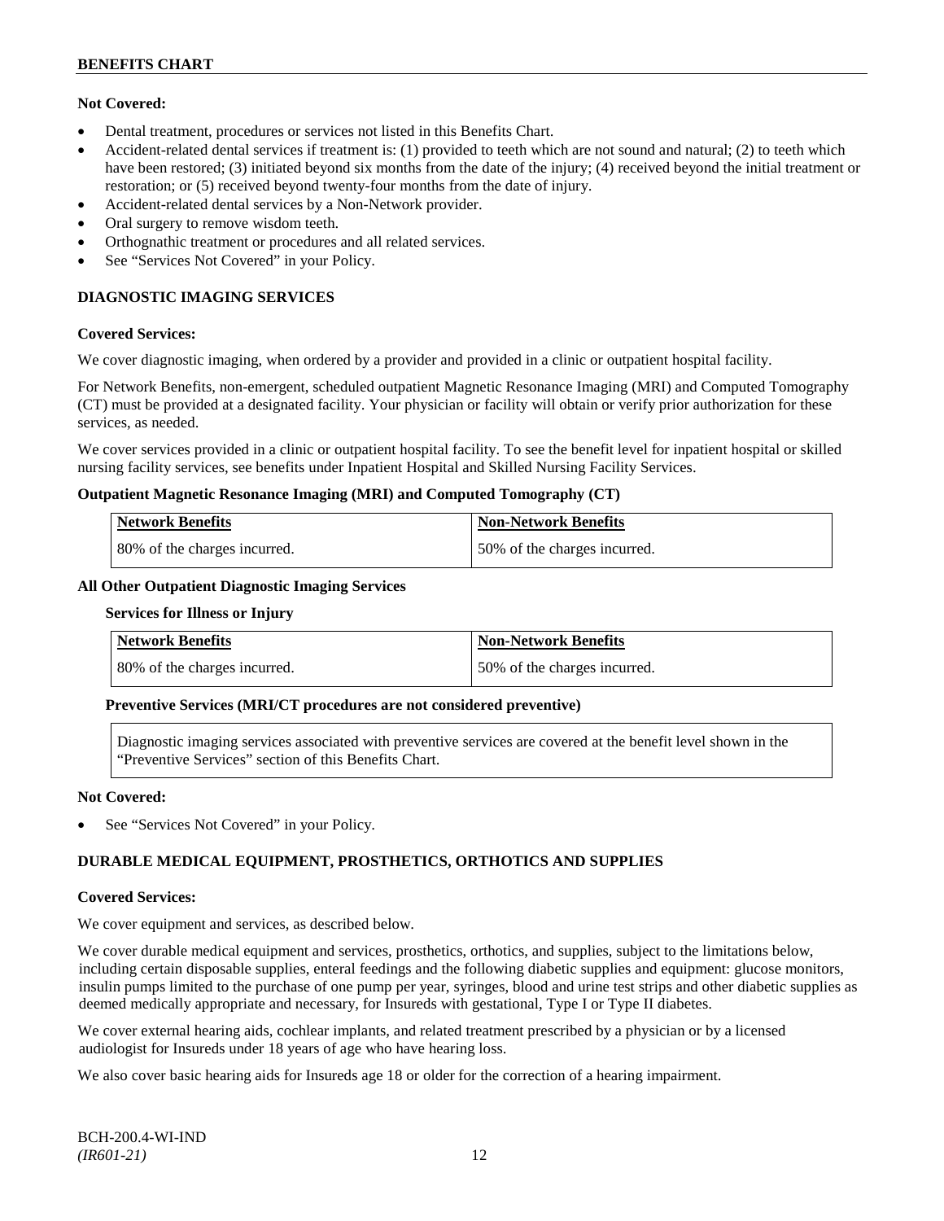**Not Covered:**

- Dental treatment, procedures or services not listed in this Benefits Chart.
- Accident-related dental services if treatment is: (1) provided to teeth which are not sound and natural; (2) to teeth which have been restored; (3) initiated beyond six months from the date of the injury; (4) received beyond the initial treatment or restoration; or (5) received beyond twenty-four months from the date of injury.
- Accident-related dental services by a Non-Network provider.
- Oral surgery to remove wisdom teeth.
- Orthognathic treatment or procedures and all related services.
- See "Services Not Covered" in your Policy.

## DIAGNOSTIC IMAGING SERVICES

**Covered Services:**

We cover diagnostic imaging, when ordered by a provider and provided in a clinic or outpatient hospital facility.

For Network Benefits, non-emergent, scheduled outpatient Magnetic Resonance Imaging (MRI) and Computed Tomography (CT) must be provided at a designated facility. Your physician or facility will obtain or verify prior authorization for these services, as needed.

We cover services provided in a clinic or outpatient hospital facility. To see the benefit level for inpatient hospital or skilled nursing facility services, see benefits under Inpatient Hospital and Skilled Nursing Facility Services.

**Outpatient Magnetic Resonance Imaging (MRI) and Computed Tomography (CT)**

| Network Benefits | Non-Network Benefits |
|---|---|
| 80% of the charges incurred. | 50% of the charges incurred. |

**All Other Outpatient Diagnostic Imaging Services**

**Services for Illness or Injury**

| Network Benefits | Non-Network Benefits |
|---|---|
| 80% of the charges incurred. | 50% of the charges incurred. |

**Preventive Services (MRI/CT procedures are not considered preventive)**

Diagnostic imaging services associated with preventive services are covered at the benefit level shown in the "Preventive Services" section of this Benefits Chart.

**Not Covered:**

- See "Services Not Covered" in your Policy.

## DURABLE MEDICAL EQUIPMENT, PROSTHETICS, ORTHOTICS AND SUPPLIES

**Covered Services:**

We cover equipment and services, as described below.

We cover durable medical equipment and services, prosthetics, orthotics, and supplies, subject to the limitations below, including certain disposable supplies, enteral feedings and the following diabetic supplies and equipment: glucose monitors, insulin pumps limited to the purchase of one pump per year, syringes, blood and urine test strips and other diabetic supplies as deemed medically appropriate and necessary, for Insureds with gestational, Type I or Type II diabetes.

We cover external hearing aids, cochlear implants, and related treatment prescribed by a physician or by a licensed audiologist for Insureds under 18 years of age who have hearing loss.

We also cover basic hearing aids for Insureds age 18 or older for the correction of a hearing impairment.

BCH-200.4-WI-IND
*(IR601-21)*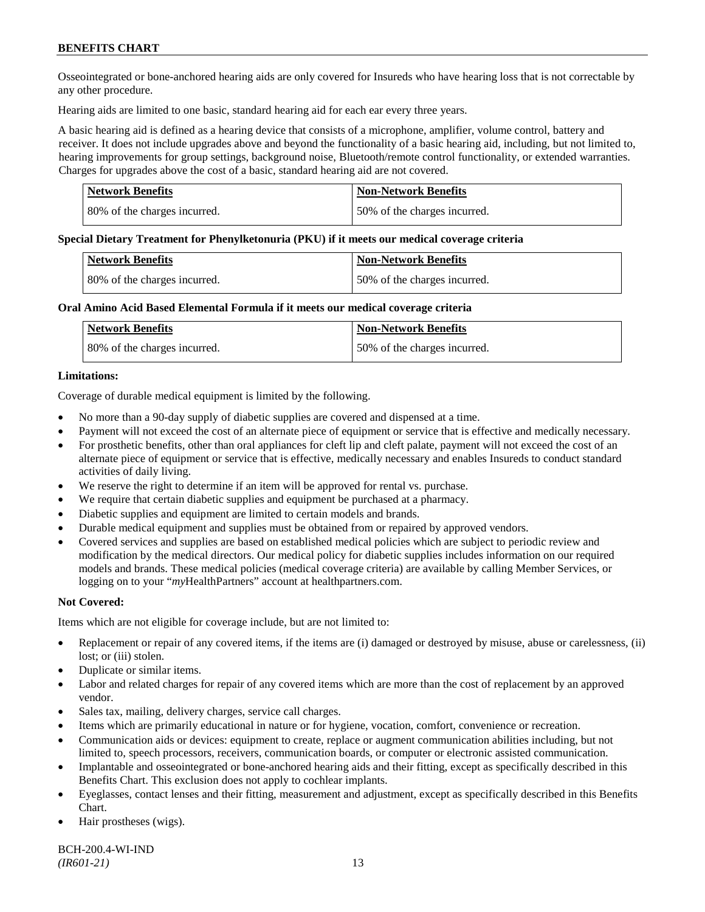Osseointegrated or bone-anchored hearing aids are only covered for Insureds who have hearing loss that is not correctable by any other procedure.

Hearing aids are limited to one basic, standard hearing aid for each ear every three years.

A basic hearing aid is defined as a hearing device that consists of a microphone, amplifier, volume control, battery and receiver. It does not include upgrades above and beyond the functionality of a basic hearing aid, including, but not limited to, hearing improvements for group settings, background noise, Bluetooth/remote control functionality, or extended warranties. Charges for upgrades above the cost of a basic, standard hearing aid are not covered.

| Network Benefits | Non-Network Benefits |
|---|---|
| 80% of the charges incurred. | 50% of the charges incurred. |

**Special Dietary Treatment for Phenylketonuria (PKU) if it meets our medical coverage criteria**

| Network Benefits | Non-Network Benefits |
|---|---|
| 80% of the charges incurred. | 50% of the charges incurred. |

**Oral Amino Acid Based Elemental Formula if it meets our medical coverage criteria**

| Network Benefits | Non-Network Benefits |
|---|---|
| 80% of the charges incurred. | 50% of the charges incurred. |

**Limitations:**

Coverage of durable medical equipment is limited by the following.

- No more than a 90-day supply of diabetic supplies are covered and dispensed at a time.
- Payment will not exceed the cost of an alternate piece of equipment or service that is effective and medically necessary.
- For prosthetic benefits, other than oral appliances for cleft lip and cleft palate, payment will not exceed the cost of an alternate piece of equipment or service that is effective, medically necessary and enables Insureds to conduct standard activities of daily living.
- We reserve the right to determine if an item will be approved for rental vs. purchase.
- We require that certain diabetic supplies and equipment be purchased at a pharmacy.
- Diabetic supplies and equipment are limited to certain models and brands.
- Durable medical equipment and supplies must be obtained from or repaired by approved vendors.
- Covered services and supplies are based on established medical policies which are subject to periodic review and modification by the medical directors. Our medical policy for diabetic supplies includes information on our required models and brands. These medical policies (medical coverage criteria) are available by calling Member Services, or logging on to your "*my*HealthPartners" account at healthpartners.com.

**Not Covered:**

Items which are not eligible for coverage include, but are not limited to:

- Replacement or repair of any covered items, if the items are (i) damaged or destroyed by misuse, abuse or carelessness, (ii) lost; or (iii) stolen.
- Duplicate or similar items.
- Labor and related charges for repair of any covered items which are more than the cost of replacement by an approved vendor.
- Sales tax, mailing, delivery charges, service call charges.
- Items which are primarily educational in nature or for hygiene, vocation, comfort, convenience or recreation.
- Communication aids or devices: equipment to create, replace or augment communication abilities including, but not limited to, speech processors, receivers, communication boards, or computer or electronic assisted communication.
- Implantable and osseointegrated or bone-anchored hearing aids and their fitting, except as specifically described in this Benefits Chart. This exclusion does not apply to cochlear implants.
- Eyeglasses, contact lenses and their fitting, measurement and adjustment, except as specifically described in this Benefits Chart.
- Hair prostheses (wigs).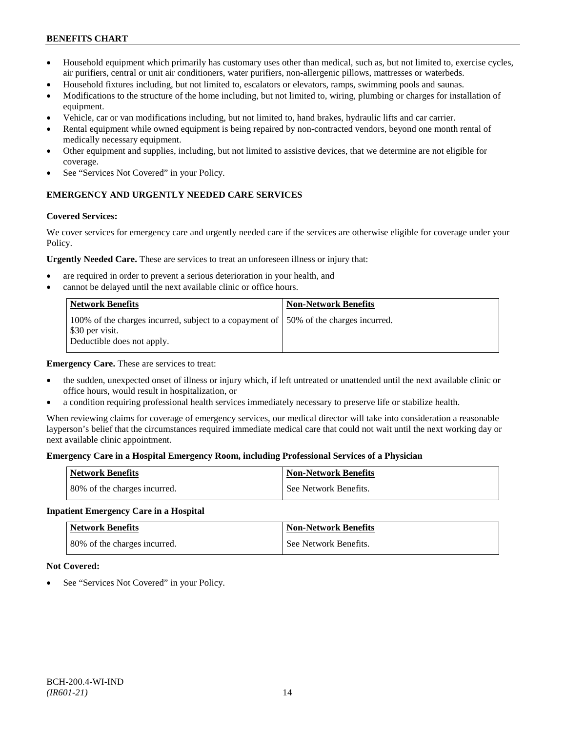- Household equipment which primarily has customary uses other than medical, such as, but not limited to, exercise cycles, air purifiers, central or unit air conditioners, water purifiers, non-allergenic pillows, mattresses or waterbeds.
- Household fixtures including, but not limited to, escalators or elevators, ramps, swimming pools and saunas.
- Modifications to the structure of the home including, but not limited to, wiring, plumbing or charges for installation of equipment.
- Vehicle, car or van modifications including, but not limited to, hand brakes, hydraulic lifts and car carrier.
- Rental equipment while owned equipment is being repaired by non-contracted vendors, beyond one month rental of medically necessary equipment.
- Other equipment and supplies, including, but not limited to assistive devices, that we determine are not eligible for coverage.
- See "Services Not Covered" in your Policy.

## EMERGENCY AND URGENTLY NEEDED CARE SERVICES

**Covered Services:**

We cover services for emergency care and urgently needed care if the services are otherwise eligible for coverage under your Policy.

**Urgently Needed Care.** These are services to treat an unforeseen illness or injury that:

- are required in order to prevent a serious deterioration in your health, and
- cannot be delayed until the next available clinic or office hours.

| Network Benefits | Non-Network Benefits |
|---|---|
| 100% of the charges incurred, subject to a copayment of $30 per visit. Deductible does not apply. | 50% of the charges incurred. |

**Emergency Care.** These are services to treat:

- the sudden, unexpected onset of illness or injury which, if left untreated or unattended until the next available clinic or office hours, would result in hospitalization, or
- a condition requiring professional health services immediately necessary to preserve life or stabilize health.

When reviewing claims for coverage of emergency services, our medical director will take into consideration a reasonable layperson's belief that the circumstances required immediate medical care that could not wait until the next working day or next available clinic appointment.

**Emergency Care in a Hospital Emergency Room, including Professional Services of a Physician**

| Network Benefits | Non-Network Benefits |
|---|---|
| 80% of the charges incurred. | See Network Benefits. |

**Inpatient Emergency Care in a Hospital**

| Network Benefits | Non-Network Benefits |
|---|---|
| 80% of the charges incurred. | See Network Benefits. |

**Not Covered:**

- See "Services Not Covered" in your Policy.

BCH-200.4-WI-IND
*(IR601-21)*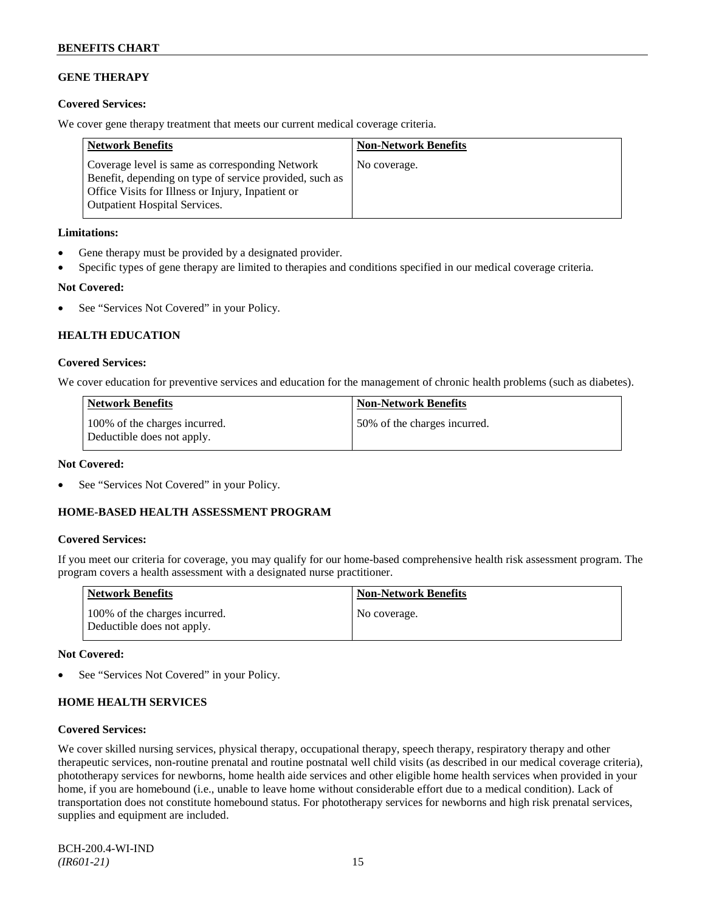## GENE THERAPY

**Covered Services:**

We cover gene therapy treatment that meets our current medical coverage criteria.

| Network Benefits | Non-Network Benefits |
| --- | --- |
| Coverage level is same as corresponding Network Benefit, depending on type of service provided, such as Office Visits for Illness or Injury, Inpatient or Outpatient Hospital Services. | No coverage. |

**Limitations:**

- Gene therapy must be provided by a designated provider.
- Specific types of gene therapy are limited to therapies and conditions specified in our medical coverage criteria.

**Not Covered:**

- See "Services Not Covered" in your Policy.

## HEALTH EDUCATION

**Covered Services:**

We cover education for preventive services and education for the management of chronic health problems (such as diabetes).

| Network Benefits | Non-Network Benefits |
| --- | --- |
| 100% of the charges incurred. Deductible does not apply. | 50% of the charges incurred. |

**Not Covered:**

- See "Services Not Covered" in your Policy.

## HOME-BASED HEALTH ASSESSMENT PROGRAM

**Covered Services:**

If you meet our criteria for coverage, you may qualify for our home-based comprehensive health risk assessment program. The program covers a health assessment with a designated nurse practitioner.

| Network Benefits | Non-Network Benefits |
| --- | --- |
| 100% of the charges incurred. Deductible does not apply. | No coverage. |

**Not Covered:**

- See "Services Not Covered" in your Policy.

## HOME HEALTH SERVICES

**Covered Services:**

We cover skilled nursing services, physical therapy, occupational therapy, speech therapy, respiratory therapy and other therapeutic services, non-routine prenatal and routine postnatal well child visits (as described in our medical coverage criteria), phototherapy services for newborns, home health aide services and other eligible home health services when provided in your home, if you are homebound (i.e., unable to leave home without considerable effort due to a medical condition). Lack of transportation does not constitute homebound status. For phototherapy services for newborns and high risk prenatal services, supplies and equipment are included.

BCH-200.4-WI-IND
*(IR601-21)*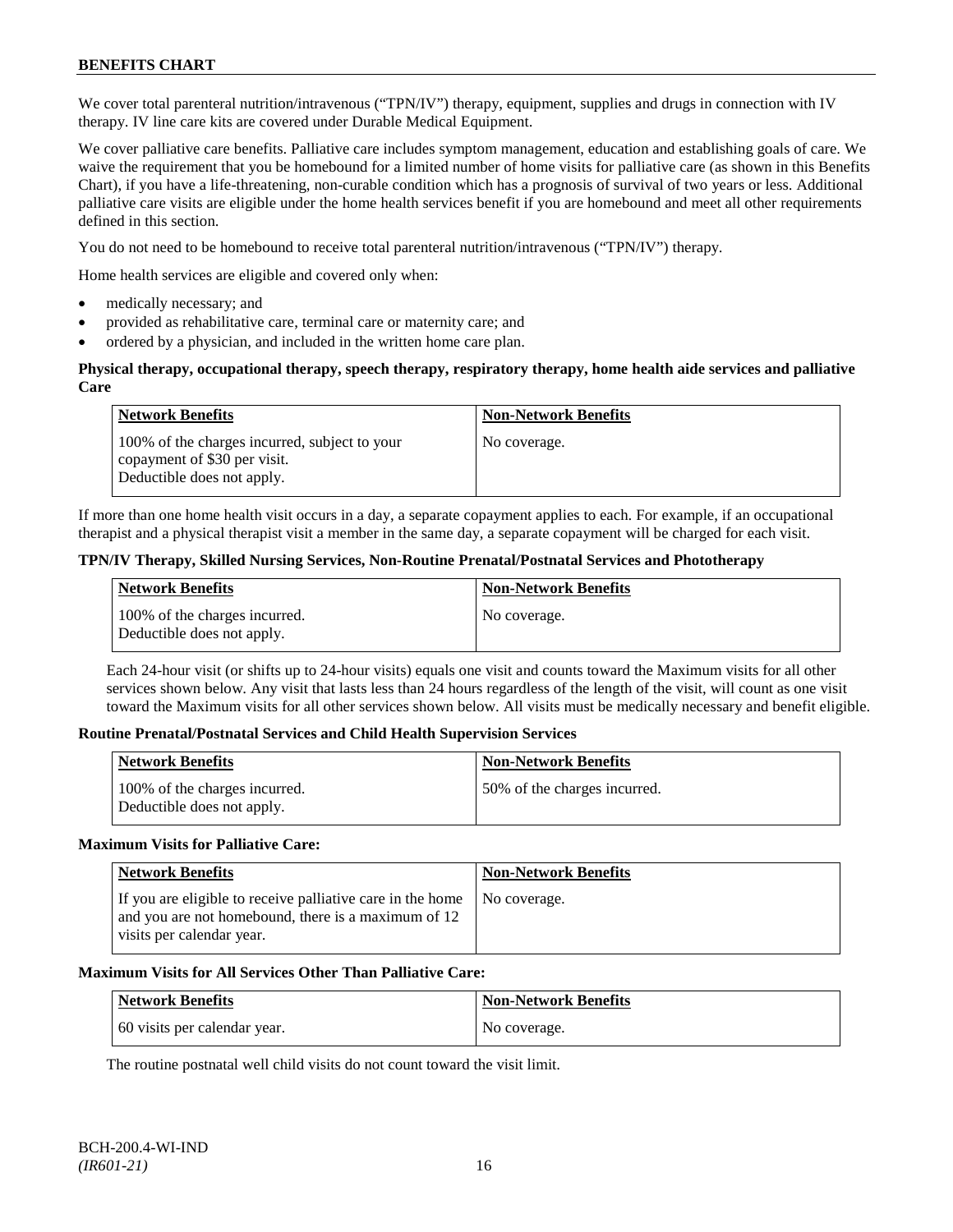We cover total parenteral nutrition/intravenous ("TPN/IV") therapy, equipment, supplies and drugs in connection with IV therapy. IV line care kits are covered under Durable Medical Equipment.

We cover palliative care benefits. Palliative care includes symptom management, education and establishing goals of care. We waive the requirement that you be homebound for a limited number of home visits for palliative care (as shown in this Benefits Chart), if you have a life-threatening, non-curable condition which has a prognosis of survival of two years or less. Additional palliative care visits are eligible under the home health services benefit if you are homebound and meet all other requirements defined in this section.

You do not need to be homebound to receive total parenteral nutrition/intravenous ("TPN/IV") therapy.

Home health services are eligible and covered only when:

- medically necessary; and
- provided as rehabilitative care, terminal care or maternity care; and
- ordered by a physician, and included in the written home care plan.

**Physical therapy, occupational therapy, speech therapy, respiratory therapy, home health aide services and palliative Care**

| Network Benefits | Non-Network Benefits |
|---|---|
| 100% of the charges incurred, subject to your copayment of $30 per visit. Deductible does not apply. | No coverage. |

If more than one home health visit occurs in a day, a separate copayment applies to each. For example, if an occupational therapist and a physical therapist visit a member in the same day, a separate copayment will be charged for each visit.

**TPN/IV Therapy, Skilled Nursing Services, Non-Routine Prenatal/Postnatal Services and Phototherapy**

| Network Benefits | Non-Network Benefits |
|---|---|
| 100% of the charges incurred. Deductible does not apply. | No coverage. |

Each 24-hour visit (or shifts up to 24-hour visits) equals one visit and counts toward the Maximum visits for all other services shown below. Any visit that lasts less than 24 hours regardless of the length of the visit, will count as one visit toward the Maximum visits for all other services shown below. All visits must be medically necessary and benefit eligible.

**Routine Prenatal/Postnatal Services and Child Health Supervision Services**

| Network Benefits | Non-Network Benefits |
|---|---|
| 100% of the charges incurred. Deductible does not apply. | 50% of the charges incurred. |

**Maximum Visits for Palliative Care:**

| Network Benefits | Non-Network Benefits |
|---|---|
| If you are eligible to receive palliative care in the home and you are not homebound, there is a maximum of 12 visits per calendar year. | No coverage. |

**Maximum Visits for All Services Other Than Palliative Care:**

| Network Benefits | Non-Network Benefits |
|---|---|
| 60 visits per calendar year. | No coverage. |

The routine postnatal well child visits do not count toward the visit limit.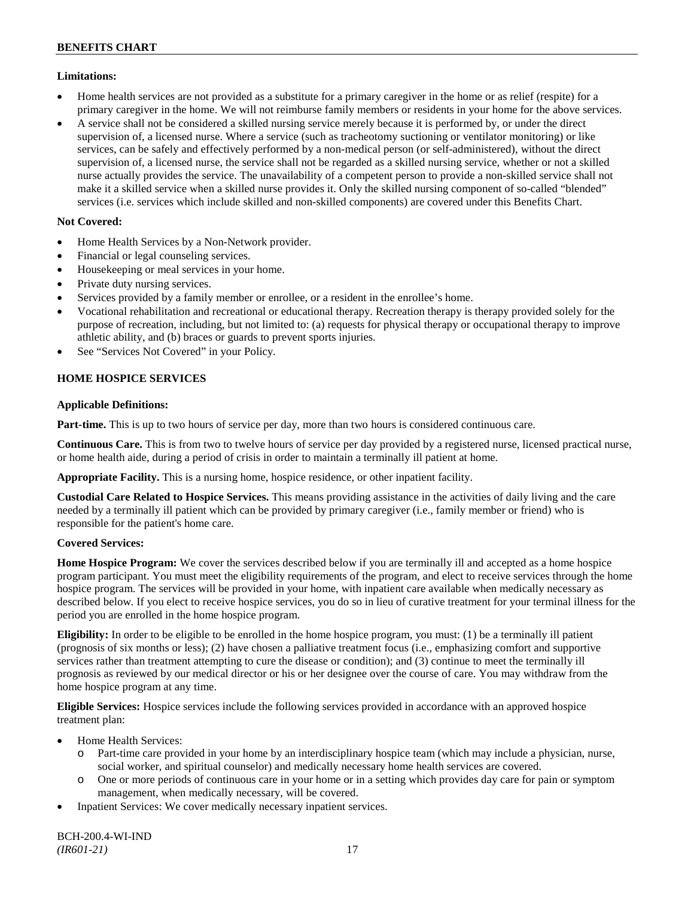**Limitations:**

- Home health services are not provided as a substitute for a primary caregiver in the home or as relief (respite) for a primary caregiver in the home. We will not reimburse family members or residents in your home for the above services.
- A service shall not be considered a skilled nursing service merely because it is performed by, or under the direct supervision of, a licensed nurse. Where a service (such as tracheotomy suctioning or ventilator monitoring) or like services, can be safely and effectively performed by a non-medical person (or self-administered), without the direct supervision of, a licensed nurse, the service shall not be regarded as a skilled nursing service, whether or not a skilled nurse actually provides the service. The unavailability of a competent person to provide a non-skilled service shall not make it a skilled service when a skilled nurse provides it. Only the skilled nursing component of so-called "blended" services (i.e. services which include skilled and non-skilled components) are covered under this Benefits Chart.

**Not Covered:**

- Home Health Services by a Non-Network provider.
- Financial or legal counseling services.
- Housekeeping or meal services in your home.
- Private duty nursing services.
- Services provided by a family member or enrollee, or a resident in the enrollee's home.
- Vocational rehabilitation and recreational or educational therapy. Recreation therapy is therapy provided solely for the purpose of recreation, including, but not limited to: (a) requests for physical therapy or occupational therapy to improve athletic ability, and (b) braces or guards to prevent sports injuries.
- See "Services Not Covered" in your Policy.

## HOME HOSPICE SERVICES

**Applicable Definitions:**

**Part-time.** This is up to two hours of service per day, more than two hours is considered continuous care.

**Continuous Care.** This is from two to twelve hours of service per day provided by a registered nurse, licensed practical nurse, or home health aide, during a period of crisis in order to maintain a terminally ill patient at home.

**Appropriate Facility.** This is a nursing home, hospice residence, or other inpatient facility.

**Custodial Care Related to Hospice Services.** This means providing assistance in the activities of daily living and the care needed by a terminally ill patient which can be provided by primary caregiver (i.e., family member or friend) who is responsible for the patient's home care.

**Covered Services:**

**Home Hospice Program:** We cover the services described below if you are terminally ill and accepted as a home hospice program participant. You must meet the eligibility requirements of the program, and elect to receive services through the home hospice program. The services will be provided in your home, with inpatient care available when medically necessary as described below. If you elect to receive hospice services, you do so in lieu of curative treatment for your terminal illness for the period you are enrolled in the home hospice program.

**Eligibility:** In order to be eligible to be enrolled in the home hospice program, you must: (1) be a terminally ill patient (prognosis of six months or less); (2) have chosen a palliative treatment focus (i.e., emphasizing comfort and supportive services rather than treatment attempting to cure the disease or condition); and (3) continue to meet the terminally ill prognosis as reviewed by our medical director or his or her designee over the course of care. You may withdraw from the home hospice program at any time.

**Eligible Services:** Hospice services include the following services provided in accordance with an approved hospice treatment plan:

- Home Health Services:
  - Part-time care provided in your home by an interdisciplinary hospice team (which may include a physician, nurse, social worker, and spiritual counselor) and medically necessary home health services are covered.
  - One or more periods of continuous care in your home or in a setting which provides day care for pain or symptom management, when medically necessary, will be covered.
- Inpatient Services: We cover medically necessary inpatient services.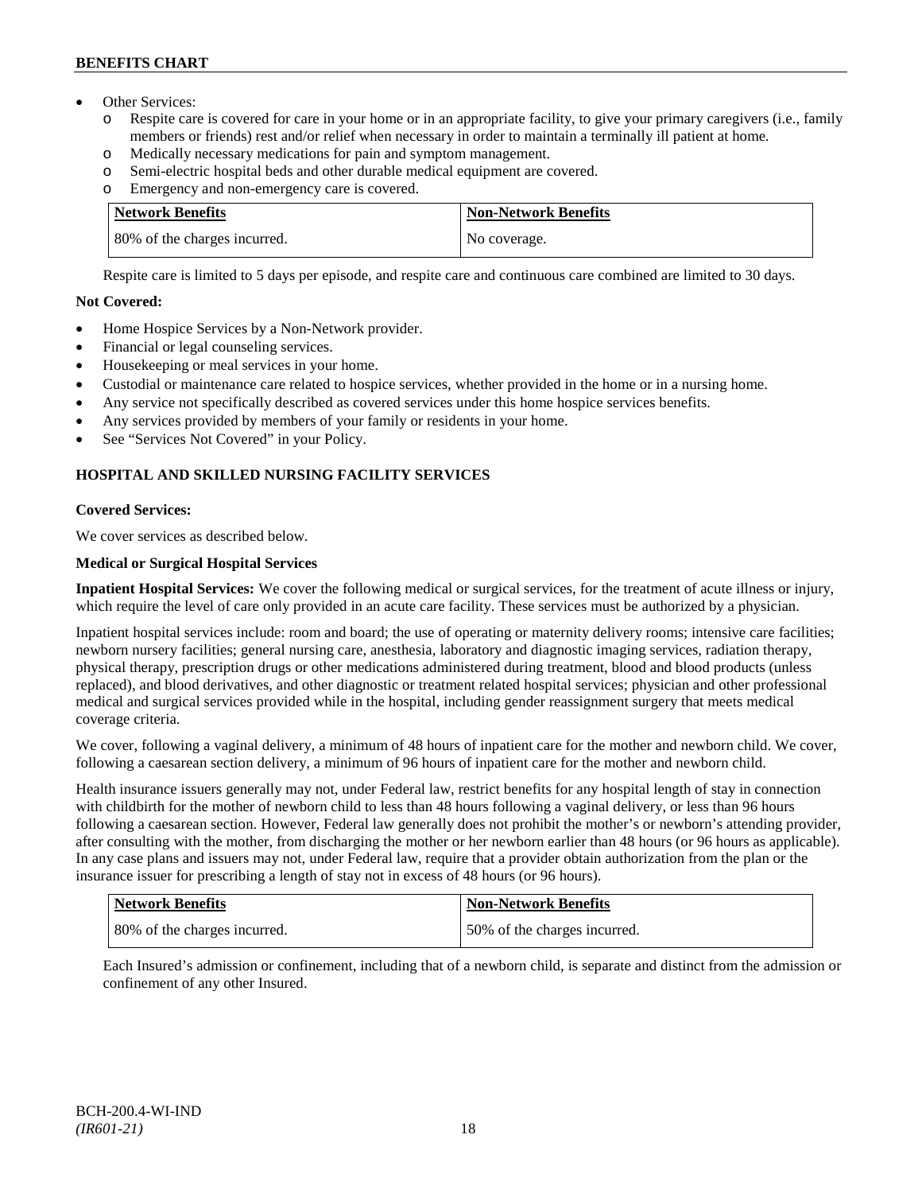- Other Services:
  - o Respite care is covered for care in your home or in an appropriate facility, to give your primary caregivers (i.e., family members or friends) rest and/or relief when necessary in order to maintain a terminally ill patient at home.
  - o Medically necessary medications for pain and symptom management.
  - o Semi-electric hospital beds and other durable medical equipment are covered.
  - o Emergency and non-emergency care is covered.

| Network Benefits | Non-Network Benefits |
|---|---|
| 80% of the charges incurred. | No coverage. |

Respite care is limited to 5 days per episode, and respite care and continuous care combined are limited to 30 days.

**Not Covered:**

- Home Hospice Services by a Non-Network provider.
- Financial or legal counseling services.
- Housekeeping or meal services in your home.
- Custodial or maintenance care related to hospice services, whether provided in the home or in a nursing home.
- Any service not specifically described as covered services under this home hospice services benefits.
- Any services provided by members of your family or residents in your home.
- See "Services Not Covered" in your Policy.

## HOSPITAL AND SKILLED NURSING FACILITY SERVICES

**Covered Services:**

We cover services as described below.

**Medical or Surgical Hospital Services**

**Inpatient Hospital Services:** We cover the following medical or surgical services, for the treatment of acute illness or injury, which require the level of care only provided in an acute care facility. These services must be authorized by a physician.

Inpatient hospital services include: room and board; the use of operating or maternity delivery rooms; intensive care facilities; newborn nursery facilities; general nursing care, anesthesia, laboratory and diagnostic imaging services, radiation therapy, physical therapy, prescription drugs or other medications administered during treatment, blood and blood products (unless replaced), and blood derivatives, and other diagnostic or treatment related hospital services; physician and other professional medical and surgical services provided while in the hospital, including gender reassignment surgery that meets medical coverage criteria.

We cover, following a vaginal delivery, a minimum of 48 hours of inpatient care for the mother and newborn child. We cover, following a caesarean section delivery, a minimum of 96 hours of inpatient care for the mother and newborn child.

Health insurance issuers generally may not, under Federal law, restrict benefits for any hospital length of stay in connection with childbirth for the mother of newborn child to less than 48 hours following a vaginal delivery, or less than 96 hours following a caesarean section. However, Federal law generally does not prohibit the mother's or newborn's attending provider, after consulting with the mother, from discharging the mother or her newborn earlier than 48 hours (or 96 hours as applicable). In any case plans and issuers may not, under Federal law, require that a provider obtain authorization from the plan or the insurance issuer for prescribing a length of stay not in excess of 48 hours (or 96 hours).

| Network Benefits | Non-Network Benefits |
|---|---|
| 80% of the charges incurred. | 50% of the charges incurred. |

Each Insured's admission or confinement, including that of a newborn child, is separate and distinct from the admission or confinement of any other Insured.

BCH-200.4-WI-IND
*(IR601-21)*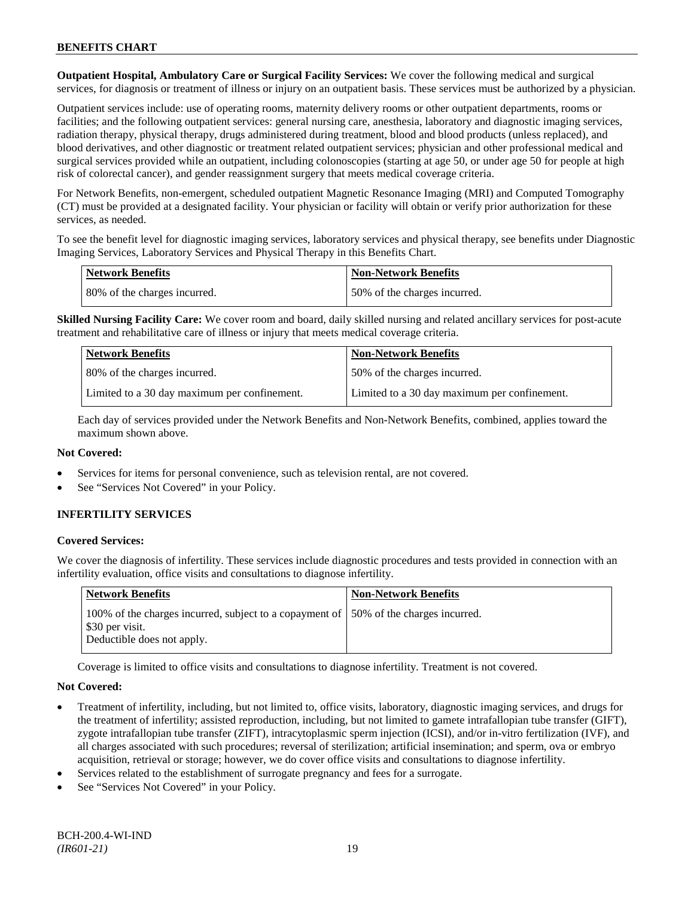**Outpatient Hospital, Ambulatory Care or Surgical Facility Services:** We cover the following medical and surgical services, for diagnosis or treatment of illness or injury on an outpatient basis. These services must be authorized by a physician.

Outpatient services include: use of operating rooms, maternity delivery rooms or other outpatient departments, rooms or facilities; and the following outpatient services: general nursing care, anesthesia, laboratory and diagnostic imaging services, radiation therapy, physical therapy, drugs administered during treatment, blood and blood products (unless replaced), and blood derivatives, and other diagnostic or treatment related outpatient services; physician and other professional medical and surgical services provided while an outpatient, including colonoscopies (starting at age 50, or under age 50 for people at high risk of colorectal cancer), and gender reassignment surgery that meets medical coverage criteria.

For Network Benefits, non-emergent, scheduled outpatient Magnetic Resonance Imaging (MRI) and Computed Tomography (CT) must be provided at a designated facility. Your physician or facility will obtain or verify prior authorization for these services, as needed.

To see the benefit level for diagnostic imaging services, laboratory services and physical therapy, see benefits under Diagnostic Imaging Services, Laboratory Services and Physical Therapy in this Benefits Chart.

| Network Benefits | Non-Network Benefits |
|---|---|
| 80% of the charges incurred. | 50% of the charges incurred. |

**Skilled Nursing Facility Care:** We cover room and board, daily skilled nursing and related ancillary services for post-acute treatment and rehabilitative care of illness or injury that meets medical coverage criteria.

| Network Benefits | Non-Network Benefits |
|---|---|
| 80% of the charges incurred. | 50% of the charges incurred. |
| Limited to a 30 day maximum per confinement. | Limited to a 30 day maximum per confinement. |

Each day of services provided under the Network Benefits and Non-Network Benefits, combined, applies toward the maximum shown above.

**Not Covered:**

- Services for items for personal convenience, such as television rental, are not covered.
- See "Services Not Covered" in your Policy.

## INFERTILITY SERVICES

**Covered Services:**

We cover the diagnosis of infertility. These services include diagnostic procedures and tests provided in connection with an infertility evaluation, office visits and consultations to diagnose infertility.

| Network Benefits | Non-Network Benefits |
|---|---|
| 100% of the charges incurred, subject to a copayment of $30 per visit. Deductible does not apply. | 50% of the charges incurred. |

Coverage is limited to office visits and consultations to diagnose infertility. Treatment is not covered.

**Not Covered:**

- Treatment of infertility, including, but not limited to, office visits, laboratory, diagnostic imaging services, and drugs for the treatment of infertility; assisted reproduction, including, but not limited to gamete intrafallopian tube transfer (GIFT), zygote intrafallopian tube transfer (ZIFT), intracytoplasmic sperm injection (ICSI), and/or in-vitro fertilization (IVF), and all charges associated with such procedures; reversal of sterilization; artificial insemination; and sperm, ova or embryo acquisition, retrieval or storage; however, we do cover office visits and consultations to diagnose infertility.
- Services related to the establishment of surrogate pregnancy and fees for a surrogate.
- See "Services Not Covered" in your Policy.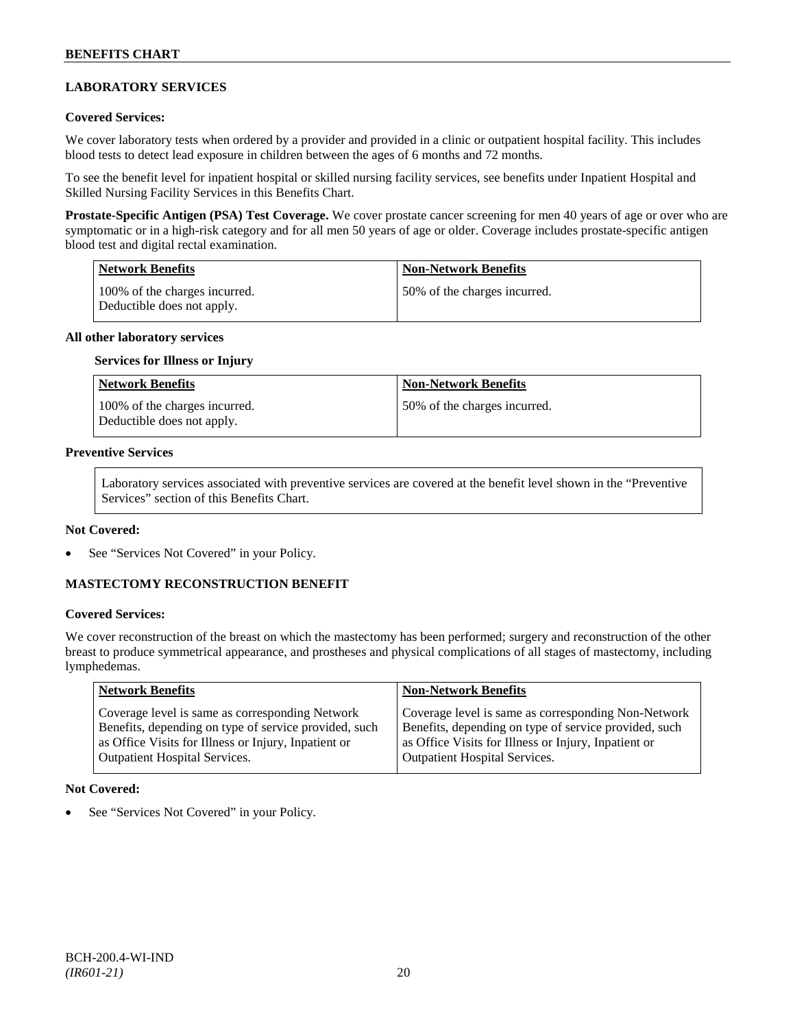## LABORATORY SERVICES

**Covered Services:**

We cover laboratory tests when ordered by a provider and provided in a clinic or outpatient hospital facility. This includes blood tests to detect lead exposure in children between the ages of 6 months and 72 months.

To see the benefit level for inpatient hospital or skilled nursing facility services, see benefits under Inpatient Hospital and Skilled Nursing Facility Services in this Benefits Chart.

**Prostate-Specific Antigen (PSA) Test Coverage.** We cover prostate cancer screening for men 40 years of age or over who are symptomatic or in a high-risk category and for all men 50 years of age or older. Coverage includes prostate-specific antigen blood test and digital rectal examination.

| Network Benefits | Non-Network Benefits |
|---|---|
| 100% of the charges incurred. Deductible does not apply. | 50% of the charges incurred. |

**All other laboratory services**

**Services for Illness or Injury**

| Network Benefits | Non-Network Benefits |
|---|---|
| 100% of the charges incurred. Deductible does not apply. | 50% of the charges incurred. |

**Preventive Services**

Laboratory services associated with preventive services are covered at the benefit level shown in the "Preventive Services" section of this Benefits Chart.

**Not Covered:**

- See "Services Not Covered" in your Policy.

## MASTECTOMY RECONSTRUCTION BENEFIT

**Covered Services:**

We cover reconstruction of the breast on which the mastectomy has been performed; surgery and reconstruction of the other breast to produce symmetrical appearance, and prostheses and physical complications of all stages of mastectomy, including lymphedemas.

| Network Benefits | Non-Network Benefits |
|---|---|
| Coverage level is same as corresponding Network Benefits, depending on type of service provided, such as Office Visits for Illness or Injury, Inpatient or Outpatient Hospital Services. | Coverage level is same as corresponding Non-Network Benefits, depending on type of service provided, such as Office Visits for Illness or Injury, Inpatient or Outpatient Hospital Services. |

**Not Covered:**

- See "Services Not Covered" in your Policy.

BCH-200.4-WI-IND
*(IR601-21)*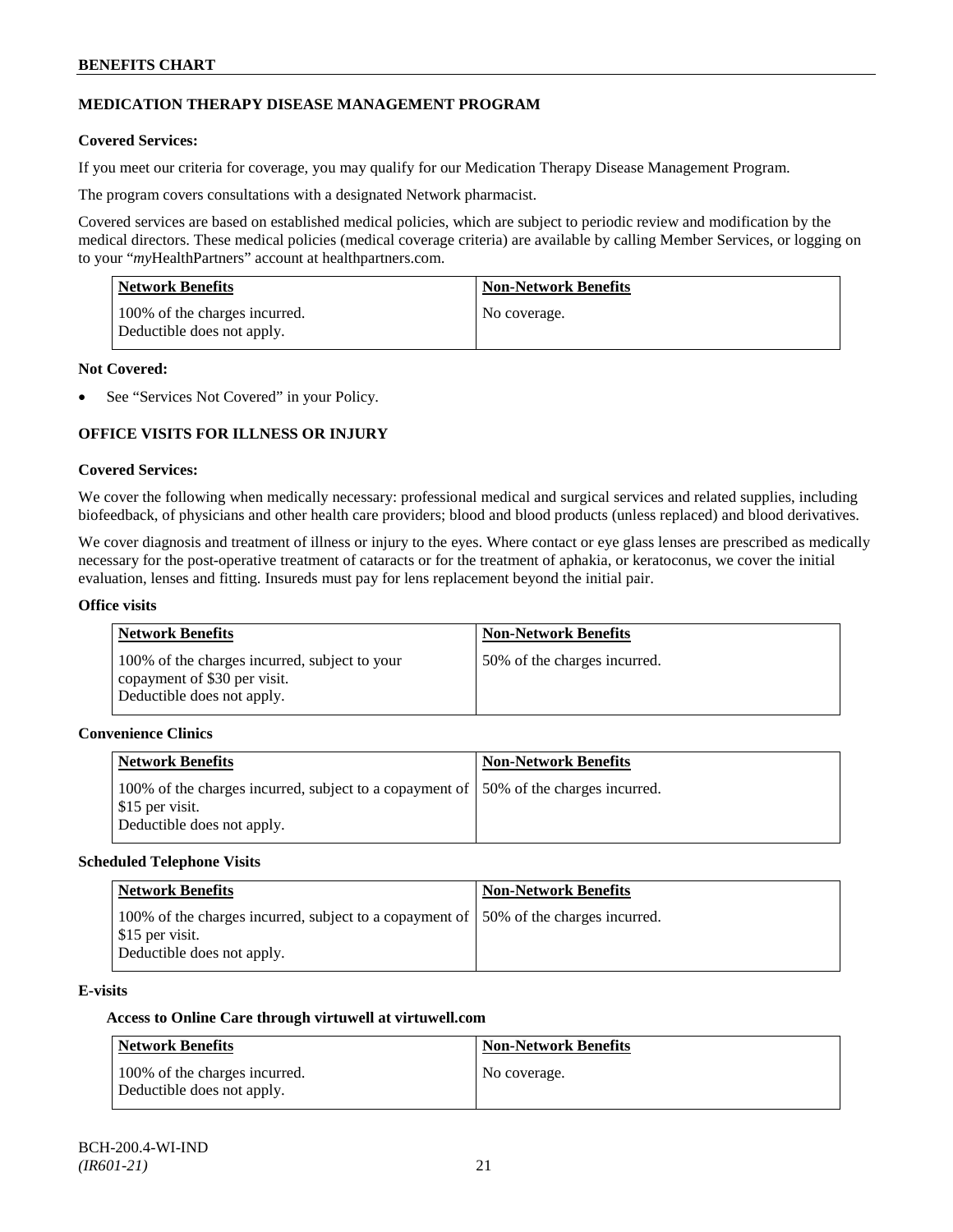## MEDICATION THERAPY DISEASE MANAGEMENT PROGRAM

**Covered Services:**

If you meet our criteria for coverage, you may qualify for our Medication Therapy Disease Management Program.

The program covers consultations with a designated Network pharmacist.

Covered services are based on established medical policies, which are subject to periodic review and modification by the medical directors. These medical policies (medical coverage criteria) are available by calling Member Services, or logging on to your "*my*HealthPartners" account at healthpartners.com.

| Network Benefits | Non-Network Benefits |
|---|---|
| 100% of the charges incurred. Deductible does not apply. | No coverage. |

**Not Covered:**

- See "Services Not Covered" in your Policy.

## OFFICE VISITS FOR ILLNESS OR INJURY

**Covered Services:**

We cover the following when medically necessary: professional medical and surgical services and related supplies, including biofeedback, of physicians and other health care providers; blood and blood products (unless replaced) and blood derivatives.

We cover diagnosis and treatment of illness or injury to the eyes. Where contact or eye glass lenses are prescribed as medically necessary for the post-operative treatment of cataracts or for the treatment of aphakia, or keratoconus, we cover the initial evaluation, lenses and fitting. Insureds must pay for lens replacement beyond the initial pair.

**Office visits**

| Network Benefits | Non-Network Benefits |
|---|---|
| 100% of the charges incurred, subject to your copayment of $30 per visit. Deductible does not apply. | 50% of the charges incurred. |

**Convenience Clinics**

| Network Benefits | Non-Network Benefits |
|---|---|
| 100% of the charges incurred, subject to a copayment of $15 per visit. Deductible does not apply. | 50% of the charges incurred. |

**Scheduled Telephone Visits**

| Network Benefits | Non-Network Benefits |
|---|---|
| 100% of the charges incurred, subject to a copayment of $15 per visit. Deductible does not apply. | 50% of the charges incurred. |

**E-visits**

**Access to Online Care through virtuwell at virtuwell.com**

| Network Benefits | Non-Network Benefits |
|---|---|
| 100% of the charges incurred. Deductible does not apply. | No coverage. |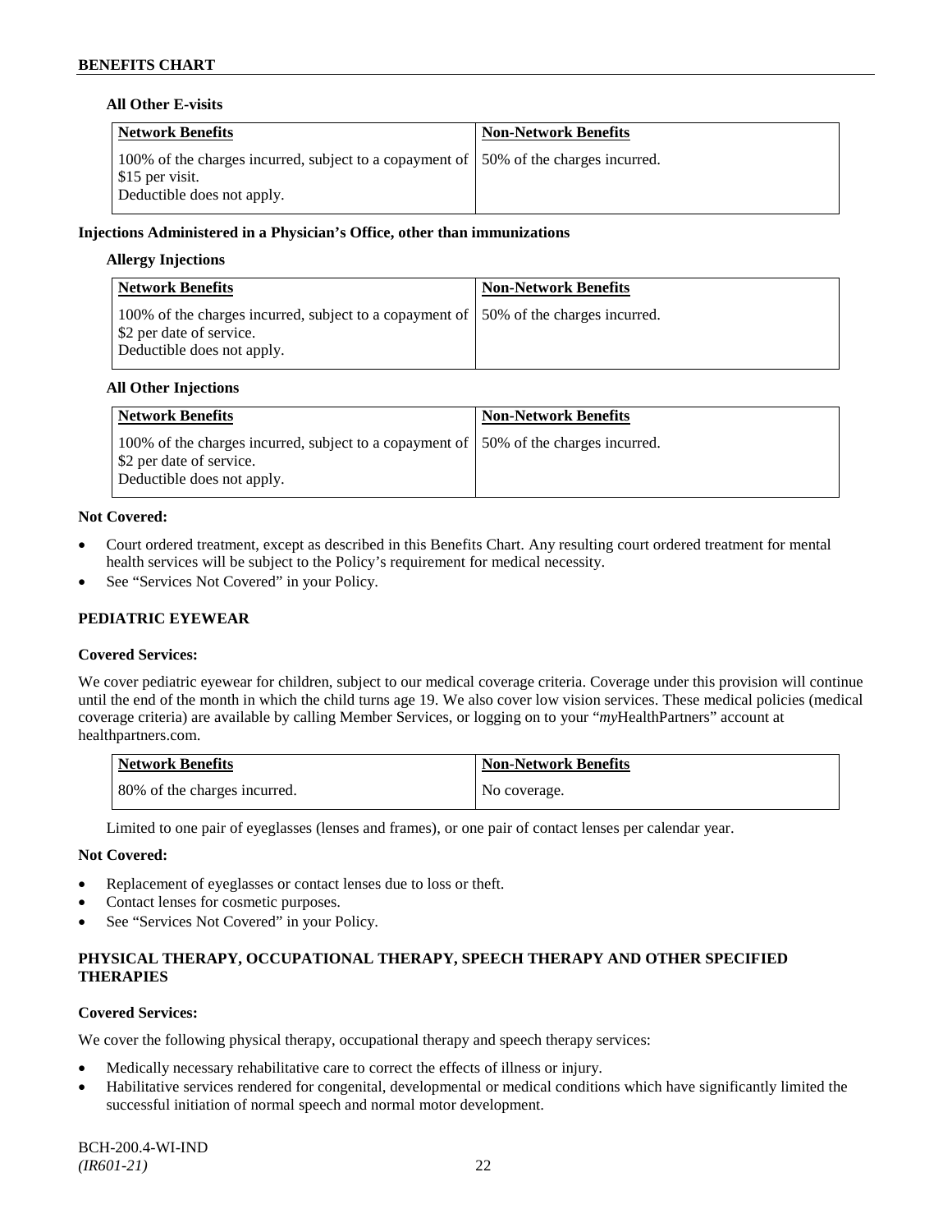### All Other E-visits

| Network Benefits | Non-Network Benefits |
|---|---|
| 100% of the charges incurred, subject to a copayment of $15 per visit. Deductible does not apply. | 50% of the charges incurred. |

### Injections Administered in a Physician's Office, other than immunizations

#### Allergy Injections

| Network Benefits | Non-Network Benefits |
|---|---|
| 100% of the charges incurred, subject to a copayment of $2 per date of service. Deductible does not apply. | 50% of the charges incurred. |

#### All Other Injections

| Network Benefits | Non-Network Benefits |
|---|---|
| 100% of the charges incurred, subject to a copayment of $2 per date of service. Deductible does not apply. | 50% of the charges incurred. |

**Not Covered:**

- Court ordered treatment, except as described in this Benefits Chart. Any resulting court ordered treatment for mental health services will be subject to the Policy's requirement for medical necessity.
- See "Services Not Covered" in your Policy.

## PEDIATRIC EYEWEAR

**Covered Services:**

We cover pediatric eyewear for children, subject to our medical coverage criteria. Coverage under this provision will continue until the end of the month in which the child turns age 19. We also cover low vision services. These medical policies (medical coverage criteria) are available by calling Member Services, or logging on to your "*my*HealthPartners" account at healthpartners.com.

| Network Benefits | Non-Network Benefits |
|---|---|
| 80% of the charges incurred. | No coverage. |

Limited to one pair of eyeglasses (lenses and frames), or one pair of contact lenses per calendar year.

**Not Covered:**

- Replacement of eyeglasses or contact lenses due to loss or theft.
- Contact lenses for cosmetic purposes.
- See "Services Not Covered" in your Policy.

## PHYSICAL THERAPY, OCCUPATIONAL THERAPY, SPEECH THERAPY AND OTHER SPECIFIED THERAPIES

**Covered Services:**

We cover the following physical therapy, occupational therapy and speech therapy services:

- Medically necessary rehabilitative care to correct the effects of illness or injury.
- Habilitative services rendered for congenital, developmental or medical conditions which have significantly limited the successful initiation of normal speech and normal motor development.

BCH-200.4-WI-IND
*(IR601-21)*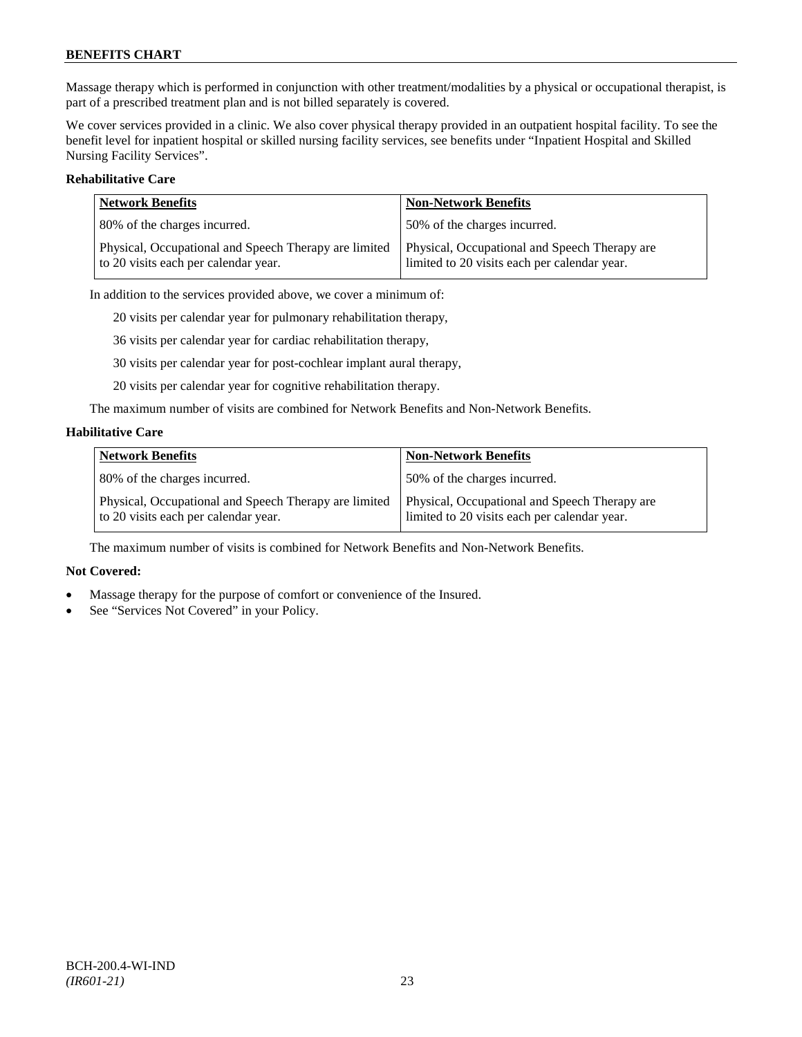Massage therapy which is performed in conjunction with other treatment/modalities by a physical or occupational therapist, is part of a prescribed treatment plan and is not billed separately is covered.

We cover services provided in a clinic. We also cover physical therapy provided in an outpatient hospital facility. To see the benefit level for inpatient hospital or skilled nursing facility services, see benefits under "Inpatient Hospital and Skilled Nursing Facility Services".

**Rehabilitative Care**

| Network Benefits | Non-Network Benefits |
|---|---|
| 80% of the charges incurred. | 50% of the charges incurred. |
| Physical, Occupational and Speech Therapy are limited to 20 visits each per calendar year. | Physical, Occupational and Speech Therapy are limited to 20 visits each per calendar year. |

In addition to the services provided above, we cover a minimum of:

20 visits per calendar year for pulmonary rehabilitation therapy,

36 visits per calendar year for cardiac rehabilitation therapy,

30 visits per calendar year for post-cochlear implant aural therapy,

20 visits per calendar year for cognitive rehabilitation therapy.

The maximum number of visits are combined for Network Benefits and Non-Network Benefits.

**Habilitative Care**

| Network Benefits | Non-Network Benefits |
|---|---|
| 80% of the charges incurred. | 50% of the charges incurred. |
| Physical, Occupational and Speech Therapy are limited to 20 visits each per calendar year. | Physical, Occupational and Speech Therapy are limited to 20 visits each per calendar year. |

The maximum number of visits is combined for Network Benefits and Non-Network Benefits.

**Not Covered:**

- Massage therapy for the purpose of comfort or convenience of the Insured.
- See "Services Not Covered" in your Policy.

BCH-200.4-WI-IND
*(IR601-21)*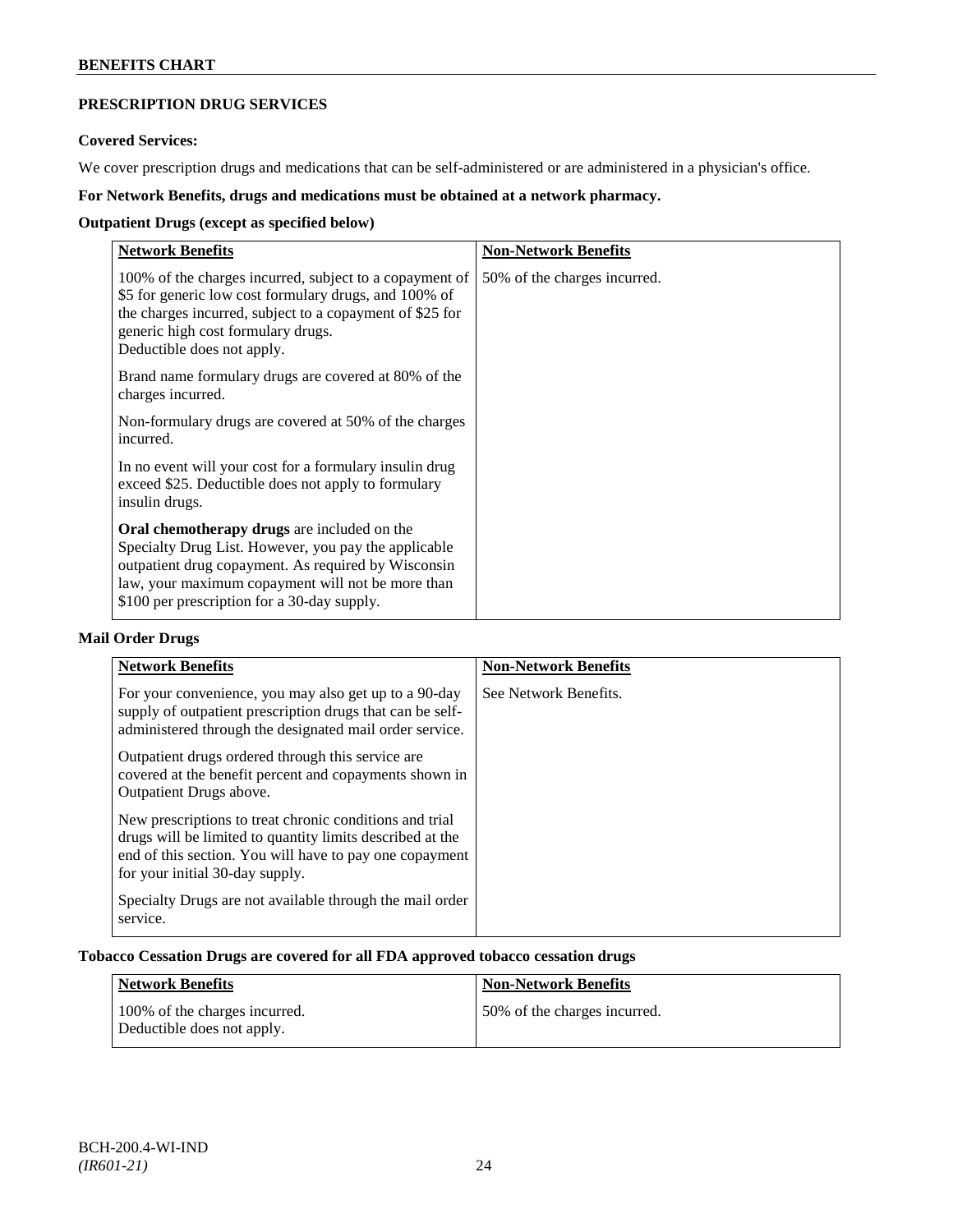## PRESCRIPTION DRUG SERVICES

**Covered Services:**

We cover prescription drugs and medications that can be self-administered or are administered in a physician's office.

**For Network Benefits, drugs and medications must be obtained at a network pharmacy.**

**Outpatient Drugs (except as specified below)**

| Network Benefits | Non-Network Benefits |
|---|---|
| 100% of the charges incurred, subject to a copayment of \$5 for generic low cost formulary drugs, and 100% of the charges incurred, subject to a copayment of \$25 for generic high cost formulary drugs.<br>Deductible does not apply.<br><br>Brand name formulary drugs are covered at 80% of the charges incurred.<br><br>Non-formulary drugs are covered at 50% of the charges incurred.<br><br>In no event will your cost for a formulary insulin drug exceed \$25. Deductible does not apply to formulary insulin drugs.<br><br>**Oral chemotherapy drugs** are included on the Specialty Drug List. However, you pay the applicable outpatient drug copayment. As required by Wisconsin law, your maximum copayment will not be more than \$100 per prescription for a 30-day supply. | 50% of the charges incurred. |

**Mail Order Drugs**

| Network Benefits | Non-Network Benefits |
|---|---|
| For your convenience, you may also get up to a 90-day supply of outpatient prescription drugs that can be self-administered through the designated mail order service.<br><br>Outpatient drugs ordered through this service are covered at the benefit percent and copayments shown in Outpatient Drugs above.<br><br>New prescriptions to treat chronic conditions and trial drugs will be limited to quantity limits described at the end of this section. You will have to pay one copayment for your initial 30-day supply.<br><br>Specialty Drugs are not available through the mail order service. | See Network Benefits. |

**Tobacco Cessation Drugs are covered for all FDA approved tobacco cessation drugs**

| Network Benefits | Non-Network Benefits |
|---|---|
| 100% of the charges incurred.<br>Deductible does not apply. | 50% of the charges incurred. |

BCH-200.4-WI-IND
*(IR601-21)*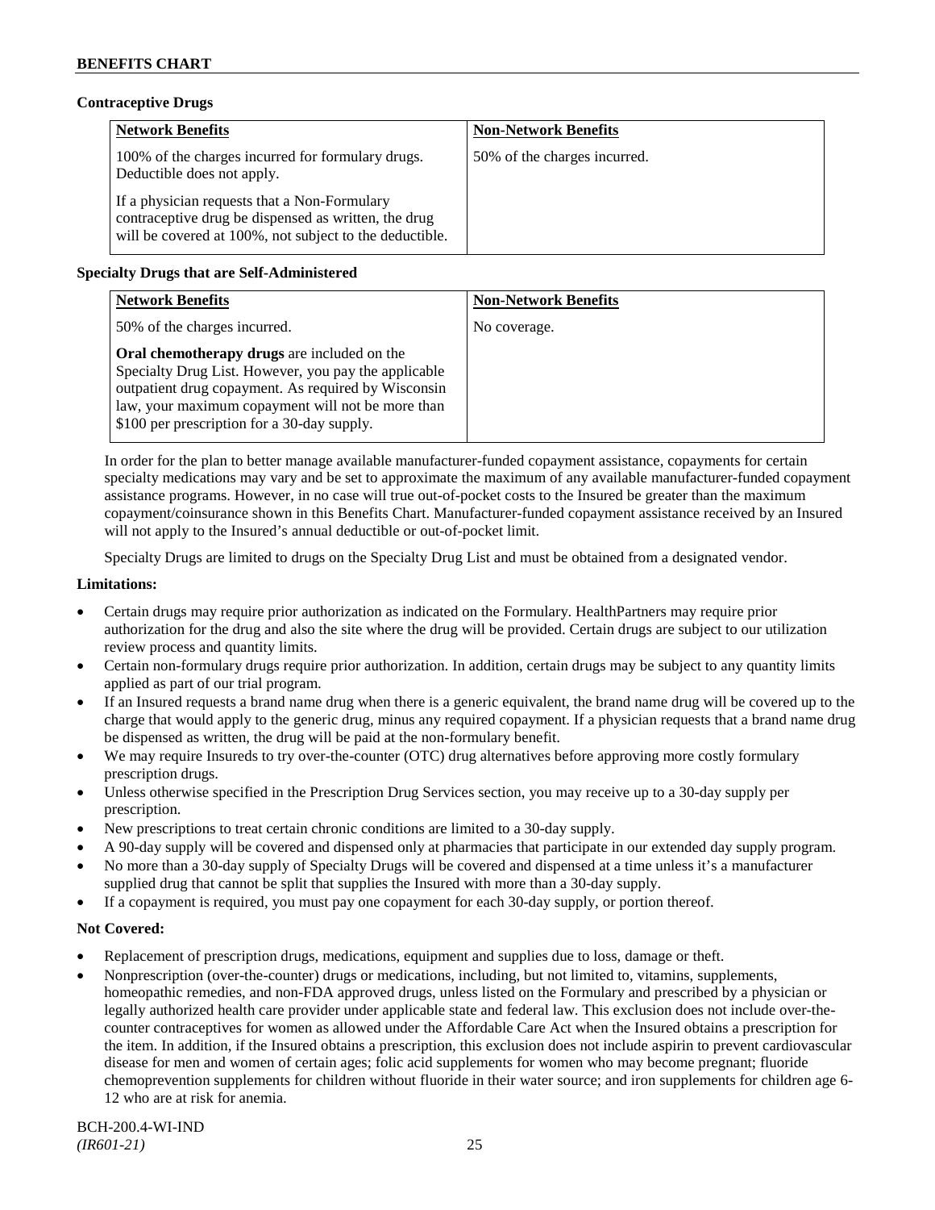### Contraceptive Drugs

| Network Benefits | Non-Network Benefits |
| --- | --- |
| 100% of the charges incurred for formulary drugs. Deductible does not apply.<br><br>If a physician requests that a Non-Formulary contraceptive drug be dispensed as written, the drug will be covered at 100%, not subject to the deductible. | 50% of the charges incurred. |

### Specialty Drugs that are Self-Administered

| Network Benefits | Non-Network Benefits |
| --- | --- |
| 50% of the charges incurred.<br><br>**Oral chemotherapy drugs** are included on the Specialty Drug List. However, you pay the applicable outpatient drug copayment. As required by Wisconsin law, your maximum copayment will not be more than $100 per prescription for a 30-day supply. | No coverage. |

In order for the plan to better manage available manufacturer-funded copayment assistance, copayments for certain specialty medications may vary and be set to approximate the maximum of any available manufacturer-funded copayment assistance programs. However, in no case will true out-of-pocket costs to the Insured be greater than the maximum copayment/coinsurance shown in this Benefits Chart. Manufacturer-funded copayment assistance received by an Insured will not apply to the Insured's annual deductible or out-of-pocket limit.

Specialty Drugs are limited to drugs on the Specialty Drug List and must be obtained from a designated vendor.

**Limitations:**

- Certain drugs may require prior authorization as indicated on the Formulary. HealthPartners may require prior authorization for the drug and also the site where the drug will be provided. Certain drugs are subject to our utilization review process and quantity limits.
- Certain non-formulary drugs require prior authorization. In addition, certain drugs may be subject to any quantity limits applied as part of our trial program.
- If an Insured requests a brand name drug when there is a generic equivalent, the brand name drug will be covered up to the charge that would apply to the generic drug, minus any required copayment. If a physician requests that a brand name drug be dispensed as written, the drug will be paid at the non-formulary benefit.
- We may require Insureds to try over-the-counter (OTC) drug alternatives before approving more costly formulary prescription drugs.
- Unless otherwise specified in the Prescription Drug Services section, you may receive up to a 30-day supply per prescription.
- New prescriptions to treat certain chronic conditions are limited to a 30-day supply.
- A 90-day supply will be covered and dispensed only at pharmacies that participate in our extended day supply program.
- No more than a 30-day supply of Specialty Drugs will be covered and dispensed at a time unless it's a manufacturer supplied drug that cannot be split that supplies the Insured with more than a 30-day supply.
- If a copayment is required, you must pay one copayment for each 30-day supply, or portion thereof.

**Not Covered:**

- Replacement of prescription drugs, medications, equipment and supplies due to loss, damage or theft.
- Nonprescription (over-the-counter) drugs or medications, including, but not limited to, vitamins, supplements, homeopathic remedies, and non-FDA approved drugs, unless listed on the Formulary and prescribed by a physician or legally authorized health care provider under applicable state and federal law. This exclusion does not include over-the-counter contraceptives for women as allowed under the Affordable Care Act when the Insured obtains a prescription for the item. In addition, if the Insured obtains a prescription, this exclusion does not include aspirin to prevent cardiovascular disease for men and women of certain ages; folic acid supplements for women who may become pregnant; fluoride chemoprevention supplements for children without fluoride in their water source; and iron supplements for children age 6-12 who are at risk for anemia.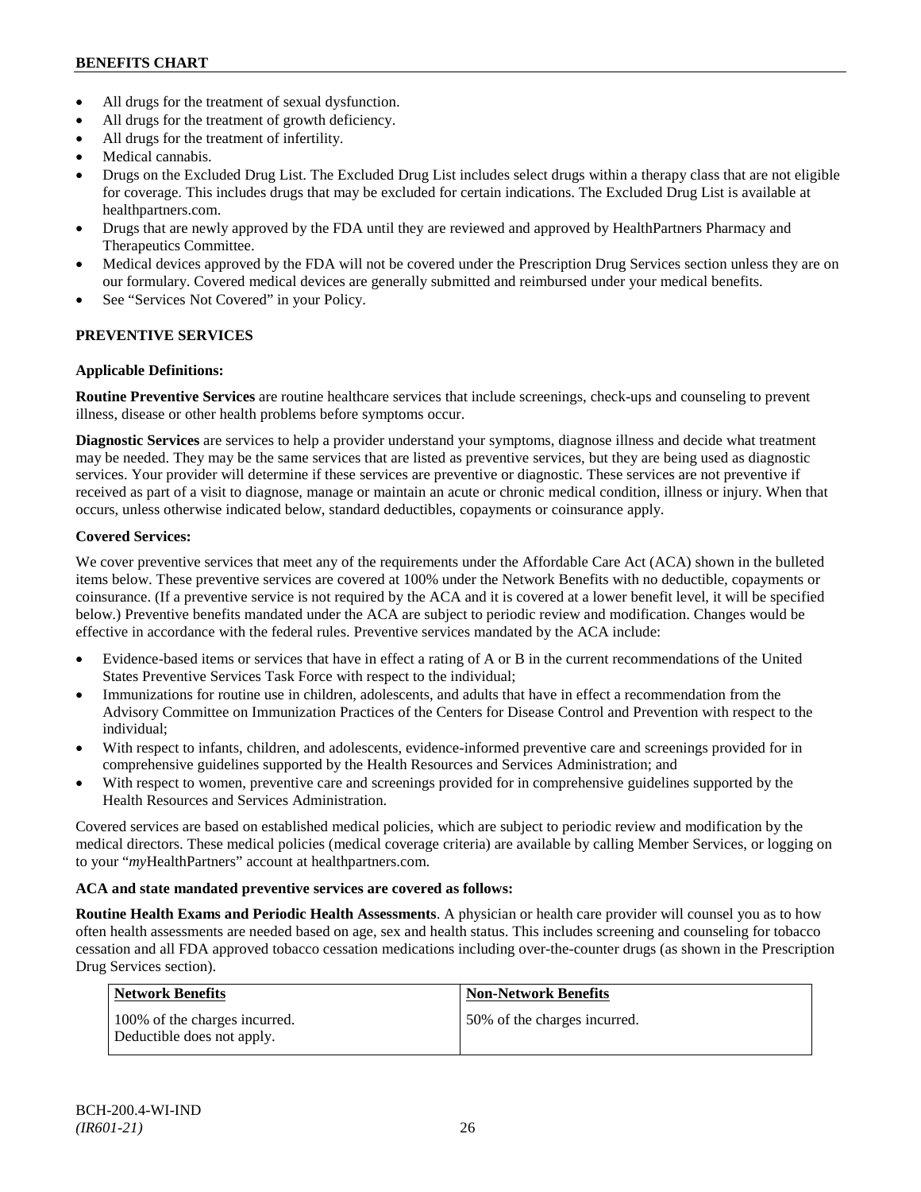- All drugs for the treatment of sexual dysfunction.
- All drugs for the treatment of growth deficiency.
- All drugs for the treatment of infertility.
- Medical cannabis.
- Drugs on the Excluded Drug List. The Excluded Drug List includes select drugs within a therapy class that are not eligible for coverage. This includes drugs that may be excluded for certain indications. The Excluded Drug List is available at healthpartners.com.
- Drugs that are newly approved by the FDA until they are reviewed and approved by HealthPartners Pharmacy and Therapeutics Committee.
- Medical devices approved by the FDA will not be covered under the Prescription Drug Services section unless they are on our formulary. Covered medical devices are generally submitted and reimbursed under your medical benefits.
- See "Services Not Covered" in your Policy.

**PREVENTIVE SERVICES**

**Applicable Definitions:**

**Routine Preventive Services** are routine healthcare services that include screenings, check-ups and counseling to prevent illness, disease or other health problems before symptoms occur.

**Diagnostic Services** are services to help a provider understand your symptoms, diagnose illness and decide what treatment may be needed. They may be the same services that are listed as preventive services, but they are being used as diagnostic services. Your provider will determine if these services are preventive or diagnostic. These services are not preventive if received as part of a visit to diagnose, manage or maintain an acute or chronic medical condition, illness or injury. When that occurs, unless otherwise indicated below, standard deductibles, copayments or coinsurance apply.

**Covered Services:**

We cover preventive services that meet any of the requirements under the Affordable Care Act (ACA) shown in the bulleted items below. These preventive services are covered at 100% under the Network Benefits with no deductible, copayments or coinsurance. (If a preventive service is not required by the ACA and it is covered at a lower benefit level, it will be specified below.) Preventive benefits mandated under the ACA are subject to periodic review and modification. Changes would be effective in accordance with the federal rules. Preventive services mandated by the ACA include:

- Evidence-based items or services that have in effect a rating of A or B in the current recommendations of the United States Preventive Services Task Force with respect to the individual;
- Immunizations for routine use in children, adolescents, and adults that have in effect a recommendation from the Advisory Committee on Immunization Practices of the Centers for Disease Control and Prevention with respect to the individual;
- With respect to infants, children, and adolescents, evidence-informed preventive care and screenings provided for in comprehensive guidelines supported by the Health Resources and Services Administration; and
- With respect to women, preventive care and screenings provided for in comprehensive guidelines supported by the Health Resources and Services Administration.

Covered services are based on established medical policies, which are subject to periodic review and modification by the medical directors. These medical policies (medical coverage criteria) are available by calling Member Services, or logging on to your "*my*HealthPartners" account at healthpartners.com.

**ACA and state mandated preventive services are covered as follows:**

**Routine Health Exams and Periodic Health Assessments**. A physician or health care provider will counsel you as to how often health assessments are needed based on age, sex and health status. This includes screening and counseling for tobacco cessation and all FDA approved tobacco cessation medications including over-the-counter drugs (as shown in the Prescription Drug Services section).

| Network Benefits | Non-Network Benefits |
|---|---|
| 100% of the charges incurred. Deductible does not apply. | 50% of the charges incurred. |

BCH-200.4-WI-IND
*(IR601-21)*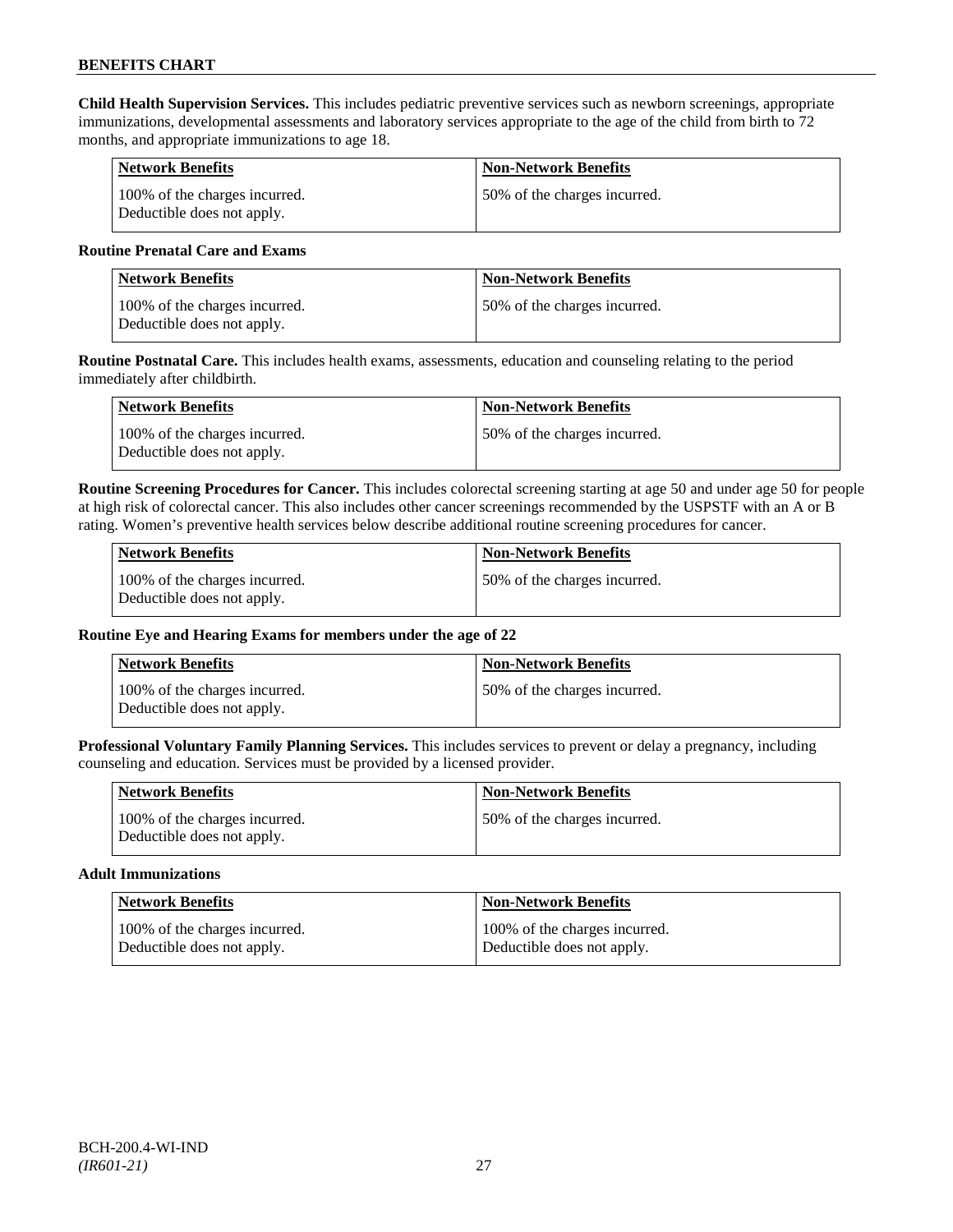**Child Health Supervision Services.** This includes pediatric preventive services such as newborn screenings, appropriate immunizations, developmental assessments and laboratory services appropriate to the age of the child from birth to 72 months, and appropriate immunizations to age 18.

| Network Benefits | Non-Network Benefits |
|---|---|
| 100% of the charges incurred. Deductible does not apply. | 50% of the charges incurred. |

**Routine Prenatal Care and Exams**

| Network Benefits | Non-Network Benefits |
|---|---|
| 100% of the charges incurred. Deductible does not apply. | 50% of the charges incurred. |

**Routine Postnatal Care.** This includes health exams, assessments, education and counseling relating to the period immediately after childbirth.

| Network Benefits | Non-Network Benefits |
|---|---|
| 100% of the charges incurred. Deductible does not apply. | 50% of the charges incurred. |

**Routine Screening Procedures for Cancer.** This includes colorectal screening starting at age 50 and under age 50 for people at high risk of colorectal cancer. This also includes other cancer screenings recommended by the USPSTF with an A or B rating. Women's preventive health services below describe additional routine screening procedures for cancer.

| Network Benefits | Non-Network Benefits |
|---|---|
| 100% of the charges incurred. Deductible does not apply. | 50% of the charges incurred. |

**Routine Eye and Hearing Exams for members under the age of 22**

| Network Benefits | Non-Network Benefits |
|---|---|
| 100% of the charges incurred. Deductible does not apply. | 50% of the charges incurred. |

**Professional Voluntary Family Planning Services.** This includes services to prevent or delay a pregnancy, including counseling and education. Services must be provided by a licensed provider.

| Network Benefits | Non-Network Benefits |
|---|---|
| 100% of the charges incurred. Deductible does not apply. | 50% of the charges incurred. |

**Adult Immunizations**

| Network Benefits | Non-Network Benefits |
|---|---|
| 100% of the charges incurred. Deductible does not apply. | 100% of the charges incurred. Deductible does not apply. |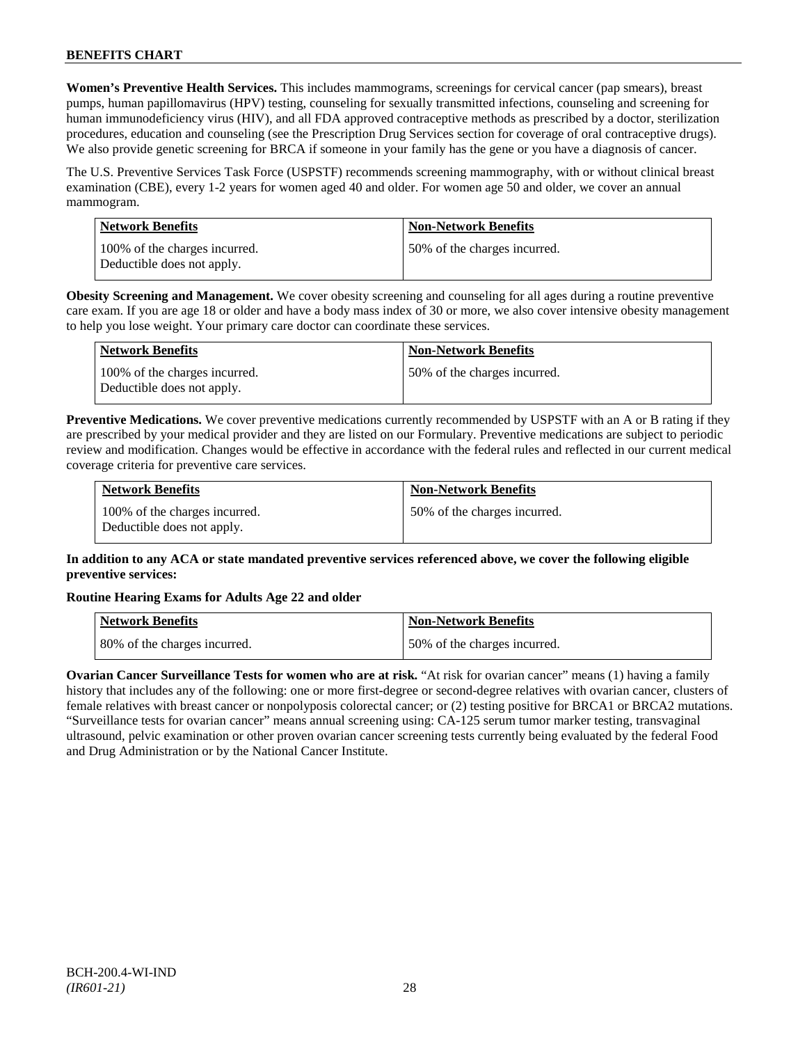**Women's Preventive Health Services.** This includes mammograms, screenings for cervical cancer (pap smears), breast pumps, human papillomavirus (HPV) testing, counseling for sexually transmitted infections, counseling and screening for human immunodeficiency virus (HIV), and all FDA approved contraceptive methods as prescribed by a doctor, sterilization procedures, education and counseling (see the Prescription Drug Services section for coverage of oral contraceptive drugs). We also provide genetic screening for BRCA if someone in your family has the gene or you have a diagnosis of cancer.

The U.S. Preventive Services Task Force (USPSTF) recommends screening mammography, with or without clinical breast examination (CBE), every 1-2 years for women aged 40 and older. For women age 50 and older, we cover an annual mammogram.

| Network Benefits | Non-Network Benefits |
|---|---|
| 100% of the charges incurred. Deductible does not apply. | 50% of the charges incurred. |

**Obesity Screening and Management.** We cover obesity screening and counseling for all ages during a routine preventive care exam. If you are age 18 or older and have a body mass index of 30 or more, we also cover intensive obesity management to help you lose weight. Your primary care doctor can coordinate these services.

| Network Benefits | Non-Network Benefits |
|---|---|
| 100% of the charges incurred. Deductible does not apply. | 50% of the charges incurred. |

**Preventive Medications.** We cover preventive medications currently recommended by USPSTF with an A or B rating if they are prescribed by your medical provider and they are listed on our Formulary. Preventive medications are subject to periodic review and modification. Changes would be effective in accordance with the federal rules and reflected in our current medical coverage criteria for preventive care services.

| Network Benefits | Non-Network Benefits |
|---|---|
| 100% of the charges incurred. Deductible does not apply. | 50% of the charges incurred. |

**In addition to any ACA or state mandated preventive services referenced above, we cover the following eligible preventive services:**

**Routine Hearing Exams for Adults Age 22 and older**

| Network Benefits | Non-Network Benefits |
|---|---|
| 80% of the charges incurred. | 50% of the charges incurred. |

**Ovarian Cancer Surveillance Tests for women who are at risk.** "At risk for ovarian cancer" means (1) having a family history that includes any of the following: one or more first-degree or second-degree relatives with ovarian cancer, clusters of female relatives with breast cancer or nonpolyposis colorectal cancer; or (2) testing positive for BRCA1 or BRCA2 mutations. "Surveillance tests for ovarian cancer" means annual screening using: CA-125 serum tumor marker testing, transvaginal ultrasound, pelvic examination or other proven ovarian cancer screening tests currently being evaluated by the federal Food and Drug Administration or by the National Cancer Institute.

BCH-200.4-WI-IND
*(IR601-21)*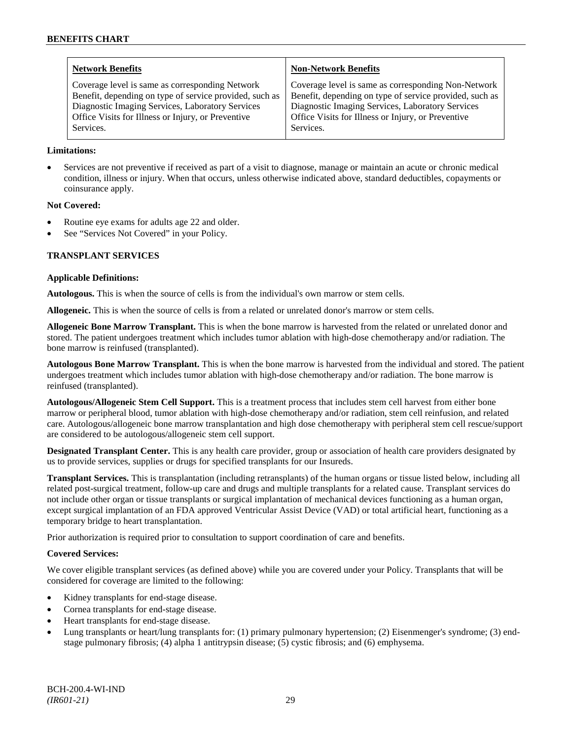| Network Benefits | Non-Network Benefits |
| --- | --- |
| Coverage level is same as corresponding Network Benefit, depending on type of service provided, such as Diagnostic Imaging Services, Laboratory Services Office Visits for Illness or Injury, or Preventive Services. | Coverage level is same as corresponding Non-Network Benefit, depending on type of service provided, such as Diagnostic Imaging Services, Laboratory Services Office Visits for Illness or Injury, or Preventive Services. |

**Limitations:**

- Services are not preventive if received as part of a visit to diagnose, manage or maintain an acute or chronic medical condition, illness or injury. When that occurs, unless otherwise indicated above, standard deductibles, copayments or coinsurance apply.

**Not Covered:**

- Routine eye exams for adults age 22 and older.
- See "Services Not Covered" in your Policy.

**TRANSPLANT SERVICES**

**Applicable Definitions:**

**Autologous.** This is when the source of cells is from the individual's own marrow or stem cells.

**Allogeneic.** This is when the source of cells is from a related or unrelated donor's marrow or stem cells.

**Allogeneic Bone Marrow Transplant.** This is when the bone marrow is harvested from the related or unrelated donor and stored. The patient undergoes treatment which includes tumor ablation with high-dose chemotherapy and/or radiation. The bone marrow is reinfused (transplanted).

**Autologous Bone Marrow Transplant.** This is when the bone marrow is harvested from the individual and stored. The patient undergoes treatment which includes tumor ablation with high-dose chemotherapy and/or radiation. The bone marrow is reinfused (transplanted).

**Autologous/Allogeneic Stem Cell Support.** This is a treatment process that includes stem cell harvest from either bone marrow or peripheral blood, tumor ablation with high-dose chemotherapy and/or radiation, stem cell reinfusion, and related care. Autologous/allogeneic bone marrow transplantation and high dose chemotherapy with peripheral stem cell rescue/support are considered to be autologous/allogeneic stem cell support.

**Designated Transplant Center.** This is any health care provider, group or association of health care providers designated by us to provide services, supplies or drugs for specified transplants for our Insureds.

**Transplant Services.** This is transplantation (including retransplants) of the human organs or tissue listed below, including all related post-surgical treatment, follow-up care and drugs and multiple transplants for a related cause. Transplant services do not include other organ or tissue transplants or surgical implantation of mechanical devices functioning as a human organ, except surgical implantation of an FDA approved Ventricular Assist Device (VAD) or total artificial heart, functioning as a temporary bridge to heart transplantation.

Prior authorization is required prior to consultation to support coordination of care and benefits.

**Covered Services:**

We cover eligible transplant services (as defined above) while you are covered under your Policy. Transplants that will be considered for coverage are limited to the following:

- Kidney transplants for end-stage disease.
- Cornea transplants for end-stage disease.
- Heart transplants for end-stage disease.
- Lung transplants or heart/lung transplants for: (1) primary pulmonary hypertension; (2) Eisenmenger's syndrome; (3) end-stage pulmonary fibrosis; (4) alpha 1 antitrypsin disease; (5) cystic fibrosis; and (6) emphysema.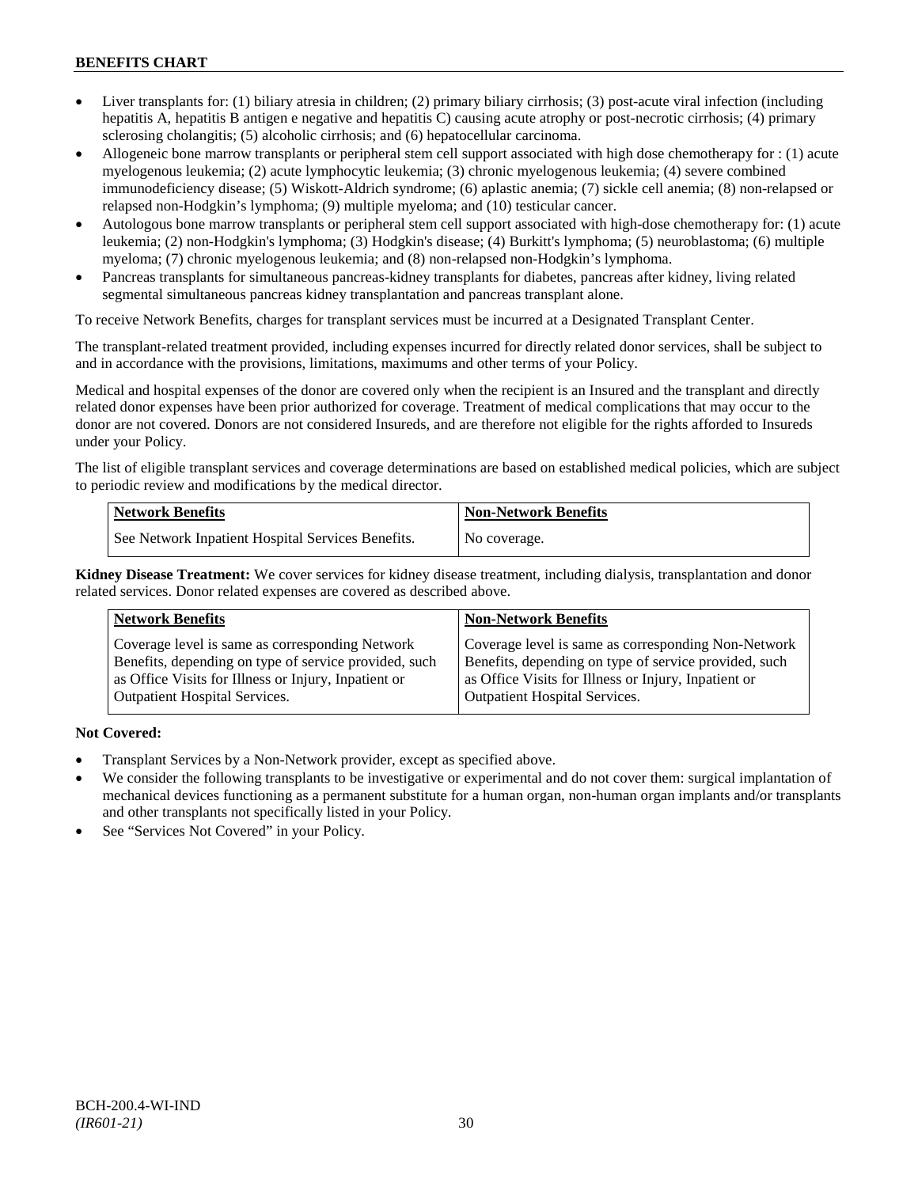- Liver transplants for: (1) biliary atresia in children; (2) primary biliary cirrhosis; (3) post-acute viral infection (including hepatitis A, hepatitis B antigen e negative and hepatitis C) causing acute atrophy or post-necrotic cirrhosis; (4) primary sclerosing cholangitis; (5) alcoholic cirrhosis; and (6) hepatocellular carcinoma.
- Allogeneic bone marrow transplants or peripheral stem cell support associated with high dose chemotherapy for : (1) acute myelogenous leukemia; (2) acute lymphocytic leukemia; (3) chronic myelogenous leukemia; (4) severe combined immunodeficiency disease; (5) Wiskott-Aldrich syndrome; (6) aplastic anemia; (7) sickle cell anemia; (8) non-relapsed or relapsed non-Hodgkin's lymphoma; (9) multiple myeloma; and (10) testicular cancer.
- Autologous bone marrow transplants or peripheral stem cell support associated with high-dose chemotherapy for: (1) acute leukemia; (2) non-Hodgkin's lymphoma; (3) Hodgkin's disease; (4) Burkitt's lymphoma; (5) neuroblastoma; (6) multiple myeloma; (7) chronic myelogenous leukemia; and (8) non-relapsed non-Hodgkin's lymphoma.
- Pancreas transplants for simultaneous pancreas-kidney transplants for diabetes, pancreas after kidney, living related segmental simultaneous pancreas kidney transplantation and pancreas transplant alone.

To receive Network Benefits, charges for transplant services must be incurred at a Designated Transplant Center.

The transplant-related treatment provided, including expenses incurred for directly related donor services, shall be subject to and in accordance with the provisions, limitations, maximums and other terms of your Policy.

Medical and hospital expenses of the donor are covered only when the recipient is an Insured and the transplant and directly related donor expenses have been prior authorized for coverage. Treatment of medical complications that may occur to the donor are not covered. Donors are not considered Insureds, and are therefore not eligible for the rights afforded to Insureds under your Policy.

The list of eligible transplant services and coverage determinations are based on established medical policies, which are subject to periodic review and modifications by the medical director.

| Network Benefits | Non-Network Benefits |
|---|---|
| See Network Inpatient Hospital Services Benefits. | No coverage. |

**Kidney Disease Treatment:** We cover services for kidney disease treatment, including dialysis, transplantation and donor related services. Donor related expenses are covered as described above.

| Network Benefits | Non-Network Benefits |
|---|---|
| Coverage level is same as corresponding Network Benefits, depending on type of service provided, such as Office Visits for Illness or Injury, Inpatient or Outpatient Hospital Services. | Coverage level is same as corresponding Non-Network Benefits, depending on type of service provided, such as Office Visits for Illness or Injury, Inpatient or Outpatient Hospital Services. |

**Not Covered:**

- Transplant Services by a Non-Network provider, except as specified above.
- We consider the following transplants to be investigative or experimental and do not cover them: surgical implantation of mechanical devices functioning as a permanent substitute for a human organ, non-human organ implants and/or transplants and other transplants not specifically listed in your Policy.
- See "Services Not Covered" in your Policy.

BCH-200.4-WI-IND
*(IR601-21)*